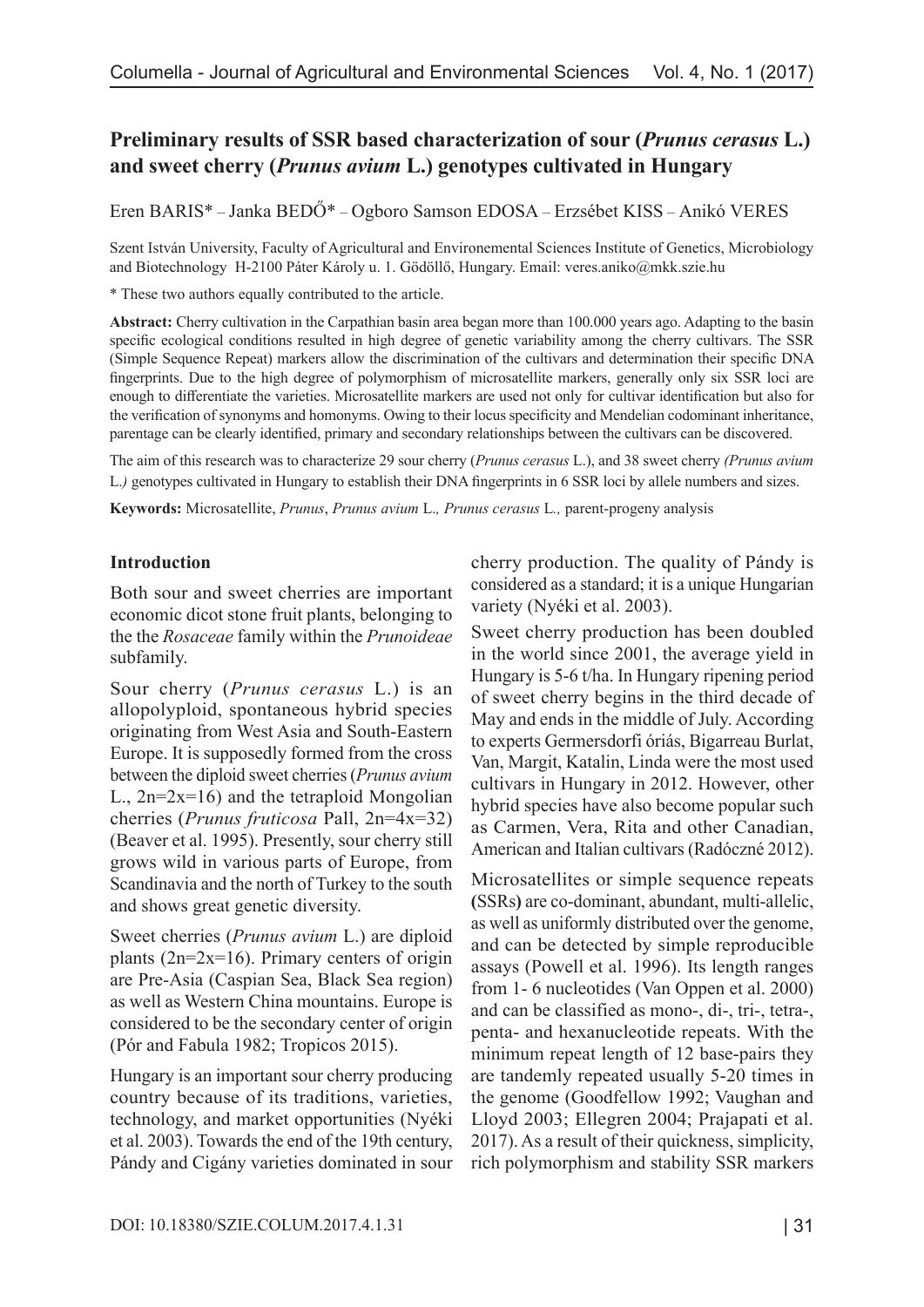# Preliminary results of SSR based characterization of sour (*Prunus cerasus* L.) and sweet cherry (*Prunus avium* L.) genotypes cultivated in Hungary

Eren BARIS* – Janka BEDŐ* – Ogboro Samson EDOSA – Erzsébet KISS – Anikó VERES

Szent István University, Faculty of Agricultural and Environemental Sciences Institute of Genetics, Microbiology and Biotechnology H-2100 Páter Károly u. 1. Gödöllő, Hungary. Email: veres.aniko@mkk.szie.hu

\* These two authors equally contributed to the article.

**Abstract:** Cherry cultivation in the Carpathian basin area began more than 100.000 years ago. Adapting to the basin specific ecological conditions resulted in high degree of genetic variability among the cherry cultivars. The SSR (Simple Sequence Repeat) markers allow the discrimination of the cultivars and determination their specific DNA fingerprints. Due to the high degree of polymorphism of microsatellite markers, generally only six SSR loci are enough to differentiate the varieties. Microsatellite markers are used not only for cultivar identification but also for the verification of synonyms and homonyms. Owing to their locus specificity and Mendelian codominant inheritance, parentage can be clearly identified, primary and secondary relationships between the cultivars can be discovered.

The aim of this research was to characterize 29 sour cherry (*Prunus cerasus* L.), and 38 sweet cherry *(Prunus avium* L.*)* genotypes cultivated in Hungary to establish their DNA fingerprints in 6 SSR loci by allele numbers and sizes.

**Keywords:** Microsatellite, *Prunus*, *Prunus avium* L*., Prunus cerasus* L*.,* parent-progeny analysis

## Introduction

Both sour and sweet cherries are important economic dicot stone fruit plants, belonging to the the *Rosaceae* family within the *Prunoideae* subfamily.

Sour cherry (*Prunus cerasus* L.) is an allopolyploid, spontaneous hybrid species originating from West Asia and South-Eastern Europe. It is supposedly formed from the cross between the diploid sweet cherries (*Prunus avium* L., 2n=2x=16) and the tetraploid Mongolian cherries (*Prunus fruticosa* Pall, 2n=4x=32) (Beaver et al. 1995). Presently, sour cherry still grows wild in various parts of Europe, from Scandinavia and the north of Turkey to the south and shows great genetic diversity.

Sweet cherries (*Prunus avium* L.) are diploid plants (2n=2x=16). Primary centers of origin are Pre-Asia (Caspian Sea, Black Sea region) as well as Western China mountains. Europe is considered to be the secondary center of origin (Pór and Fabula 1982; Tropicos 2015).

Hungary is an important sour cherry producing country because of its traditions, varieties, technology, and market opportunities (Nyéki et al. 2003). Towards the end of the 19th century, Pándy and Cigány varieties dominated in sour cherry production. The quality of Pándy is considered as a standard; it is a unique Hungarian variety (Nyéki et al. 2003).

Sweet cherry production has been doubled in the world since 2001, the average yield in Hungary is 5-6 t/ha. In Hungary ripening period of sweet cherry begins in the third decade of May and ends in the middle of July. According to experts Germersdorfi óriás, Bigarreau Burlat, Van, Margit, Katalin, Linda were the most used cultivars in Hungary in 2012. However, other hybrid species have also become popular such as Carmen, Vera, Rita and other Canadian, American and Italian cultivars (Radóczné 2012).

Microsatellites or simple sequence repeats **(**SSRs**)** are co-dominant, abundant, multi-allelic, as well as uniformly distributed over the genome, and can be detected by simple reproducible assays (Powell et al. 1996). Its length ranges from 1- 6 nucleotides (Van Oppen et al. 2000) and can be classified as mono-, di-, tri-, tetra-, penta- and hexanucleotide repeats. With the minimum repeat length of 12 base-pairs they are tandemly repeated usually 5-20 times in the genome (Goodfellow 1992; Vaughan and Lloyd 2003; Ellegren 2004; Prajapati et al. 2017). As a result of their quickness, simplicity, rich polymorphism and stability SSR markers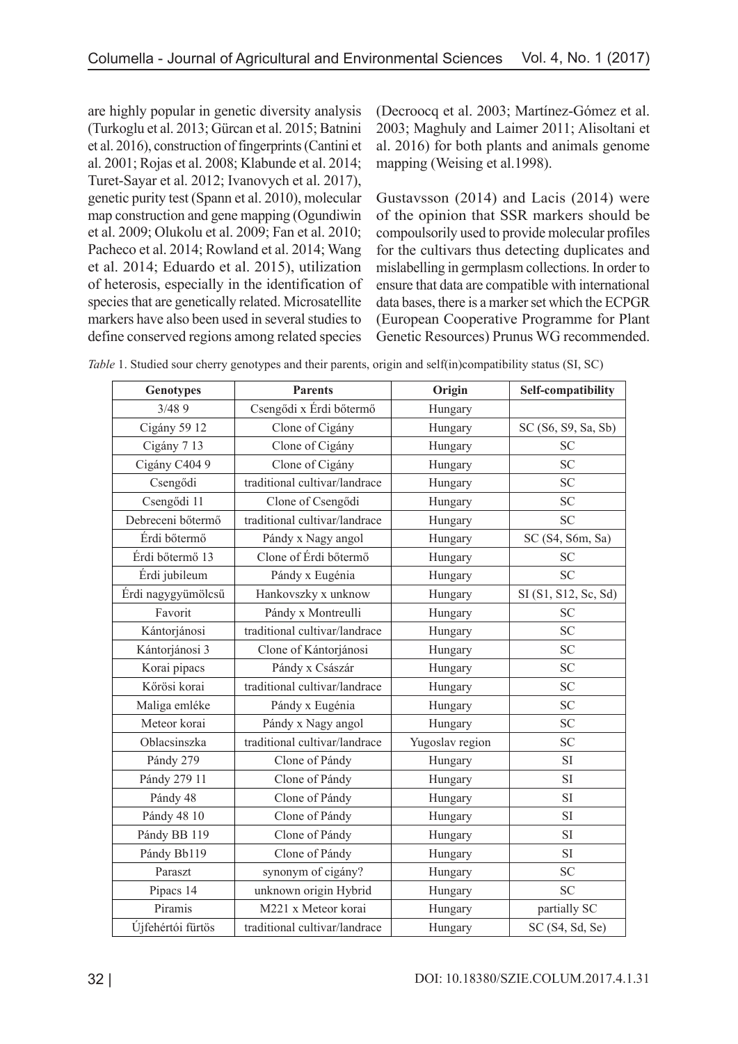are highly popular in genetic diversity analysis (Turkoglu et al. 2013; Gürcan et al. 2015; Batnini et al. 2016), construction of fingerprints (Cantini et al. 2001; Rojas et al. 2008; Klabunde et al. 2014; Turet-Sayar et al. 2012; Ivanovych et al. 2017), genetic purity test (Spann et al. 2010), molecular map construction and gene mapping (Ogundiwin et al. 2009; Olukolu et al. 2009; Fan et al. 2010; Pacheco et al. 2014; Rowland et al. 2014; Wang et al. 2014; Eduardo et al. 2015), utilization of heterosis, especially in the identification of species that are genetically related. Microsatellite markers have also been used in several studies to define conserved regions among related species (Decroocq et al. 2003; Martínez-Gómez et al. 2003; Maghuly and Laimer 2011; Alisoltani et al. 2016) for both plants and animals genome mapping (Weising et al.1998).

Gustavsson (2014) and Lacis (2014) were of the opinion that SSR markers should be compoulsorily used to provide molecular profiles for the cultivars thus detecting duplicates and mislabelling in germplasm collections. In order to ensure that data are compatible with international data bases, there is a marker set which the ECPGR (European Cooperative Programme for Plant Genetic Resources) Prunus WG recommended.

*Table* 1. Studied sour cherry genotypes and their parents, origin and self(in)compatibility status (SI, SC)

| Genotypes | Parents | Origin | Self-compatibility |
|---|---|---|---|
| 3/48 9 | Csengődi x Érdi bőtermő | Hungary | |
| Cigány 59 12 | Clone of Cigány | Hungary | SC (S6, S9, Sa, Sb) |
| Cigány 7 13 | Clone of Cigány | Hungary | SC |
| Cigány C404 9 | Clone of Cigány | Hungary | SC |
| Csengődi | traditional cultivar/landrace | Hungary | SC |
| Csengődi 11 | Clone of Csengődi | Hungary | SC |
| Debreceni bőtermő | traditional cultivar/landrace | Hungary | SC |
| Érdi bőtermő | Pándy x Nagy angol | Hungary | SC (S4, S6m, Sa) |
| Érdi bőtermő 13 | Clone of Érdi bőtermő | Hungary | SC |
| Érdi jubileum | Pándy x Eugénia | Hungary | SC |
| Érdi nagygyümölcsű | Hankovszky x unknow | Hungary | SI (S1, S12, Sc, Sd) |
| Favorit | Pándy x Montreulli | Hungary | SC |
| Kántorjánosi | traditional cultivar/landrace | Hungary | SC |
| Kántorjánosi 3 | Clone of Kántorjánosi | Hungary | SC |
| Korai pipacs | Pándy x Császár | Hungary | SC |
| Kőrösi korai | traditional cultivar/landrace | Hungary | SC |
| Maliga emléke | Pándy x Eugénia | Hungary | SC |
| Meteor korai | Pándy x Nagy angol | Hungary | SC |
| Oblacsinszka | traditional cultivar/landrace | Yugoslav region | SC |
| Pándy 279 | Clone of Pándy | Hungary | SI |
| Pándy 279 11 | Clone of Pándy | Hungary | SI |
| Pándy 48 | Clone of Pándy | Hungary | SI |
| Pándy 48 10 | Clone of Pándy | Hungary | SI |
| Pándy BB 119 | Clone of Pándy | Hungary | SI |
| Pándy Bb119 | Clone of Pándy | Hungary | SI |
| Paraszt | synonym of cigány? | Hungary | SC |
| Pipacs 14 | unknown origin Hybrid | Hungary | SC |
| Piramis | M221 x Meteor korai | Hungary | partially SC |
| Újfehértói fürtös | traditional cultivar/landrace | Hungary | SC (S4, Sd, Se) |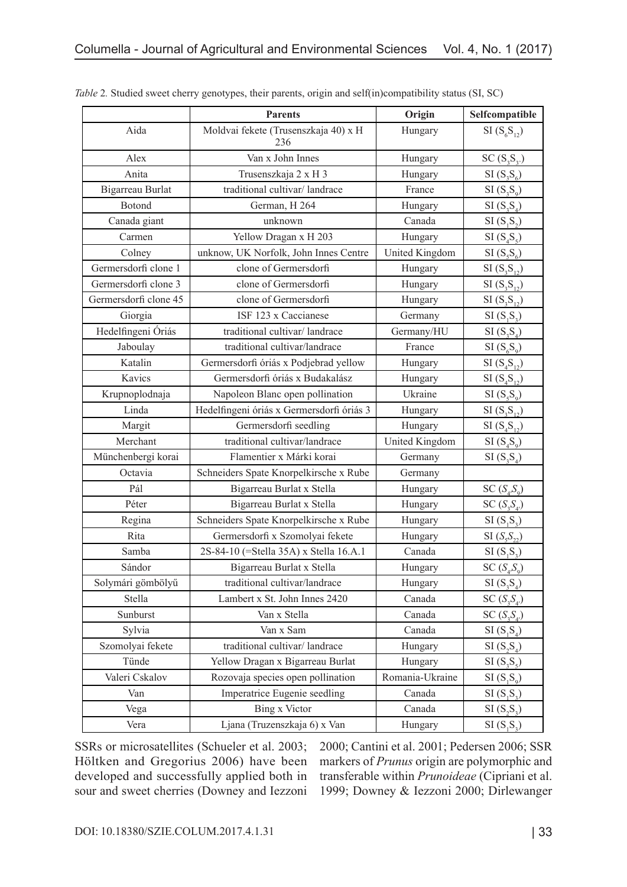*Table 2.* Studied sweet cherry genotypes, their parents, origin and self(in)compatibility status (SI, SC)

| | Parents | Origin | Selfcompatible |
|---|---|---|---|
| Aida | Moldvai fekete (Trusenszkaja 40) x H 236 | Hungary | SI ($S_6S_{12}$) |
| Alex | Van x John Innes | Hungary | SC ($S_3S_{3'}$) |
| Anita | Trusenszkaja 2 x H 3 | Hungary | SI ($S_3S_6$) |
| Bigarreau Burlat | traditional cultivar/ landrace | France | SI ($S_3S_9$) |
| Botond | German, H 264 | Hungary | SI ($S_3S_4$) |
| Canada giant | unknown | Canada | SI ($S_1S_2$) |
| Carmen | Yellow Dragan x H 203 | Hungary | SI ($S_4S_5$) |
| Colney | unknow, UK Norfolk, John Innes Centre | United Kingdom | SI ($S_5S_6$) |
| Germersdorfi clone 1 | clone of Germersdorfi | Hungary | SI ($S_3S_{12}$) |
| Germersdorfi clone 3 | clone of Germersdorfi | Hungary | SI ($S_3S_{12}$) |
| Germersdorfi clone 45 | clone of Germersdorfi | Hungary | SI ($S_3S_{12}$) |
| Giorgia | ISF 123 x Caccianese | Germany | SI ($S_1S_3$) |
| Hedelfingeni Óriás | traditional cultivar/ landrace | Germany/HU | SI ($S_3S_4$) |
| Jaboulay | traditional cultivar/landrace | France | SI ($S_6S_9$) |
| Katalin | Germersdorfi óriás x Podjebrad yellow | Hungary | SI ($S_4S_{12}$) |
| Kavics | Germersdorfi óriás x Budakalász | Hungary | SI ($S_4S_{12}$) |
| Krupnoplodnaja | Napoleon Blanc open pollination | Ukraine | SI ($S_5S_9$) |
| Linda | Hedelfingeni óriás x Germersdorfi óriás 3 | Hungary | SI ($S_3S_{12}$) |
| Margit | Germersdorfi seedling | Hungary | SI ($S_4S_{12}$) |
| Merchant | traditional cultivar/landrace | United Kingdom | SI ($S_4S_9$) |
| Münchenbergi korai | Flamentier x Márki korai | Germany | SI ($S_3S_4$) |
| Octavia | Schneiders Spate Knorpelkirsche x Rube | Germany | |
| Pál | Bigarreau Burlat x Stella | Hungary | SC ($S_4S_9$) |
| Péter | Bigarreau Burlat x Stella | Hungary | SC ($S_3S_{4'}$) |
| Regina | Schneiders Spate Knorpelkirsche x Rube | Hungary | SI ($S_1S_3$) |
| Rita | Germersdorfi x Szomolyai fekete | Hungary | SI ($S_5S_{22}$) |
| Samba | 2S-84-10 (=Stella 35A) x Stella 16.A.1 | Canada | SI ($S_1S_3$) |
| Sándor | Bigarreau Burlat x Stella | Hungary | SC ($S_4S_9$) |
| Solymári gömbölyű | traditional cultivar/landrace | Hungary | SI ($S_3S_4$) |
| Stella | Lambert x St. John Innes 2420 | Canada | SC ($S_3S_{4'}$) |
| Sunburst | Van x Stella | Canada | SC ($S_3S_{4'}$) |
| Sylvia | Van x Sam | Canada | SI ($S_1S_4$) |
| Szomolyai fekete | traditional cultivar/ landrace | Hungary | SI ($S_2S_4$) |
| Tünde | Yellow Dragan x Bigarreau Burlat | Hungary | SI ($S_3S_5$) |
| Valeri Cskalov | Rozovaja species open pollination | Romania-Ukraine | SI ($S_1S_9$) |
| Van | Imperatrice Eugenie seedling | Canada | SI ($S_1S_3$) |
| Vega | Bing x Victor | Canada | SI ($S_2S_3$) |
| Vera | Ljana (Truzenszkaja 6) x Van | Hungary | SI ($S_1S_3$) |

SSRs or microsatellites (Schueler et al. 2003; Höltken and Gregorius 2006) have been developed and successfully applied both in sour and sweet cherries (Downey and Iezzoni 2000; Cantini et al. 2001; Pedersen 2006; SSR markers of *Prunus* origin are polymorphic and transferable within *Prunoideae* (Cipriani et al. 1999; Downey & Iezzoni 2000; Dirlewanger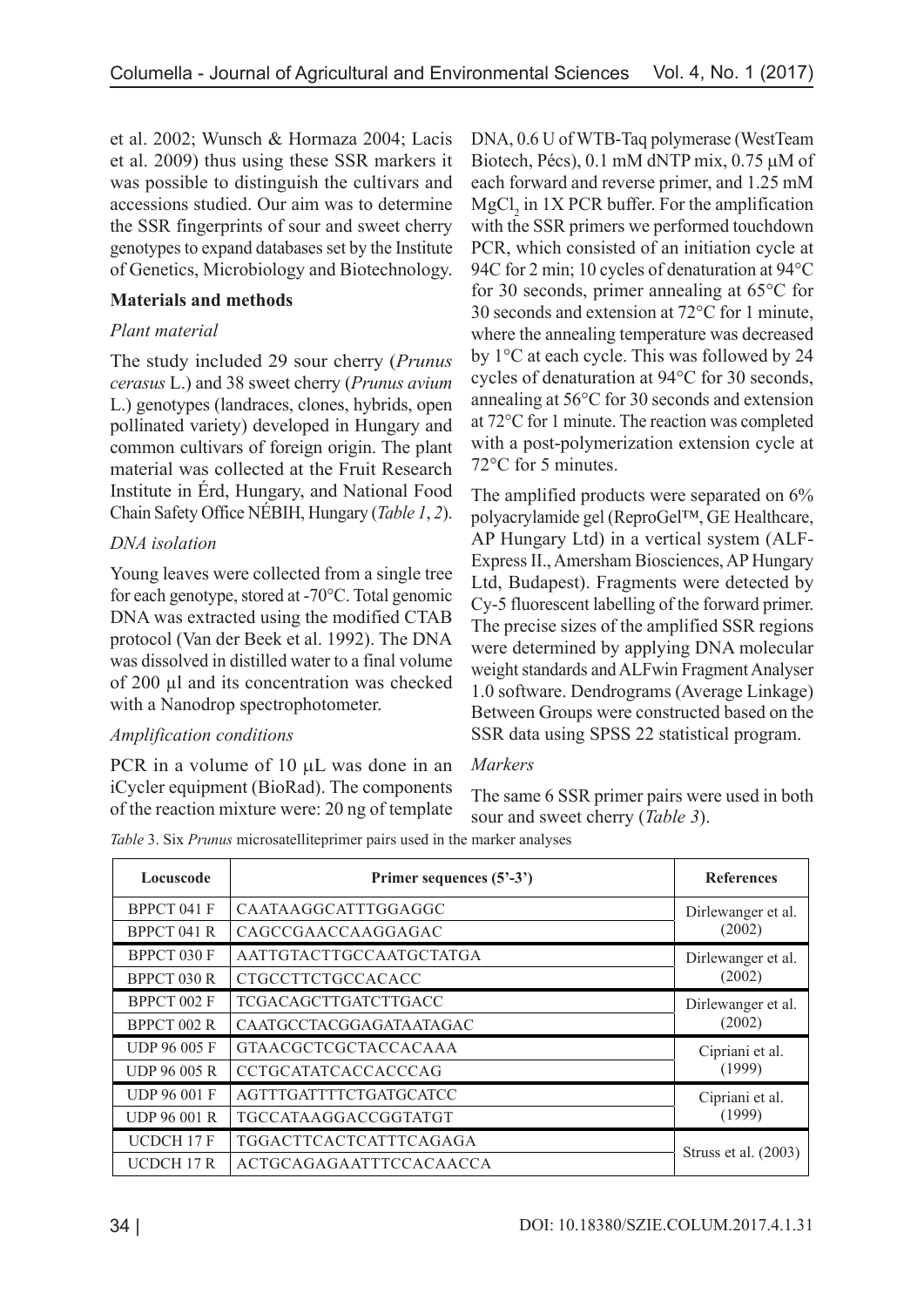et al. 2002; Wunsch & Hormaza 2004; Lacis et al. 2009) thus using these SSR markers it was possible to distinguish the cultivars and accessions studied. Our aim was to determine the SSR fingerprints of sour and sweet cherry genotypes to expand databases set by the Institute of Genetics, Microbiology and Biotechnology.

## Materials and methods

### *Plant material*

The study included 29 sour cherry (*Prunus cerasus* L.) and 38 sweet cherry (*Prunus avium* L.) genotypes (landraces, clones, hybrids, open pollinated variety) developed in Hungary and common cultivars of foreign origin. The plant material was collected at the Fruit Research Institute in Érd, Hungary, and National Food Chain Safety Office NÉBIH, Hungary (*Table 1*, *2*).

### *DNA isolation*

Young leaves were collected from a single tree for each genotype, stored at -70°C. Total genomic DNA was extracted using the modified CTAB protocol (Van der Beek et al. 1992). The DNA was dissolved in distilled water to a final volume of 200 µl and its concentration was checked with a Nanodrop spectrophotometer.

### *Amplification conditions*

PCR in a volume of 10 µL was done in an iCycler equipment (BioRad). The components of the reaction mixture were: 20 ng of template DNA, 0.6 U of WTB-Taq polymerase (WestTeam Biotech, Pécs), 0.1 mM dNTP mix, 0.75 µM of each forward and reverse primer, and 1.25 mM $MgCl_2$ in 1X PCR buffer. For the amplification with the SSR primers we performed touchdown PCR, which consisted of an initiation cycle at 94C for 2 min; 10 cycles of denaturation at 94°C for 30 seconds, primer annealing at 65°C for 30 seconds and extension at 72°C for 1 minute, where the annealing temperature was decreased by 1°C at each cycle. This was followed by 24 cycles of denaturation at 94°C for 30 seconds, annealing at 56°C for 30 seconds and extension at 72°C for 1 minute. The reaction was completed with a post-polymerization extension cycle at 72°C for 5 minutes.

The amplified products were separated on 6% polyacrylamide gel (ReproGel™, GE Healthcare, AP Hungary Ltd) in a vertical system (ALF-Express II., Amersham Biosciences, AP Hungary Ltd, Budapest). Fragments were detected by Cy-5 fluorescent labelling of the forward primer. The precise sizes of the amplified SSR regions were determined by applying DNA molecular weight standards and ALFwin Fragment Analyser 1.0 software. Dendrograms (Average Linkage) Between Groups were constructed based on the SSR data using SPSS 22 statistical program.

### *Markers*

The same 6 SSR primer pairs were used in both sour and sweet cherry (*Table 3*).

*Table* 3. Six *Prunus* microsatelliteprimer pairs used in the marker analyses

| Locuscode | Primer sequences (5'-3') | References |
|---|---|---|
| BPPCT 041 F | CAATAAGGCATTTGGAGGC | Dirlewanger et al. (2002) |
| BPPCT 041 R | CAGCCGAACCAAGGAGAC | |
| BPPCT 030 F | AATTGTACTTGCCAATGCTATGA | Dirlewanger et al. (2002) |
| BPPCT 030 R | CTGCCTTCTGCCACACC | |
| BPPCT 002 F | TCGACAGCTTGATCTTGACC | Dirlewanger et al. (2002) |
| BPPCT 002 R | CAATGCCTACGGAGATAATAGAC | |
| UDP 96 005 F | GTAACGCTCGCTACCACAAA | Cipriani et al. (1999) |
| UDP 96 005 R | CCTGCATATCACCACCCAG | |
| UDP 96 001 F | AGTTTGATTTTCTGATGCATCC | Cipriani et al. (1999) |
| UDP 96 001 R | TGCCATAAGGACCGGTATGT | |
| UCDCH 17 F | TGGACTTCACTCATTTCAGAGA | Struss et al. (2003) |
| UCDCH 17 R | ACTGCAGAGAATTTCCACAACCA | |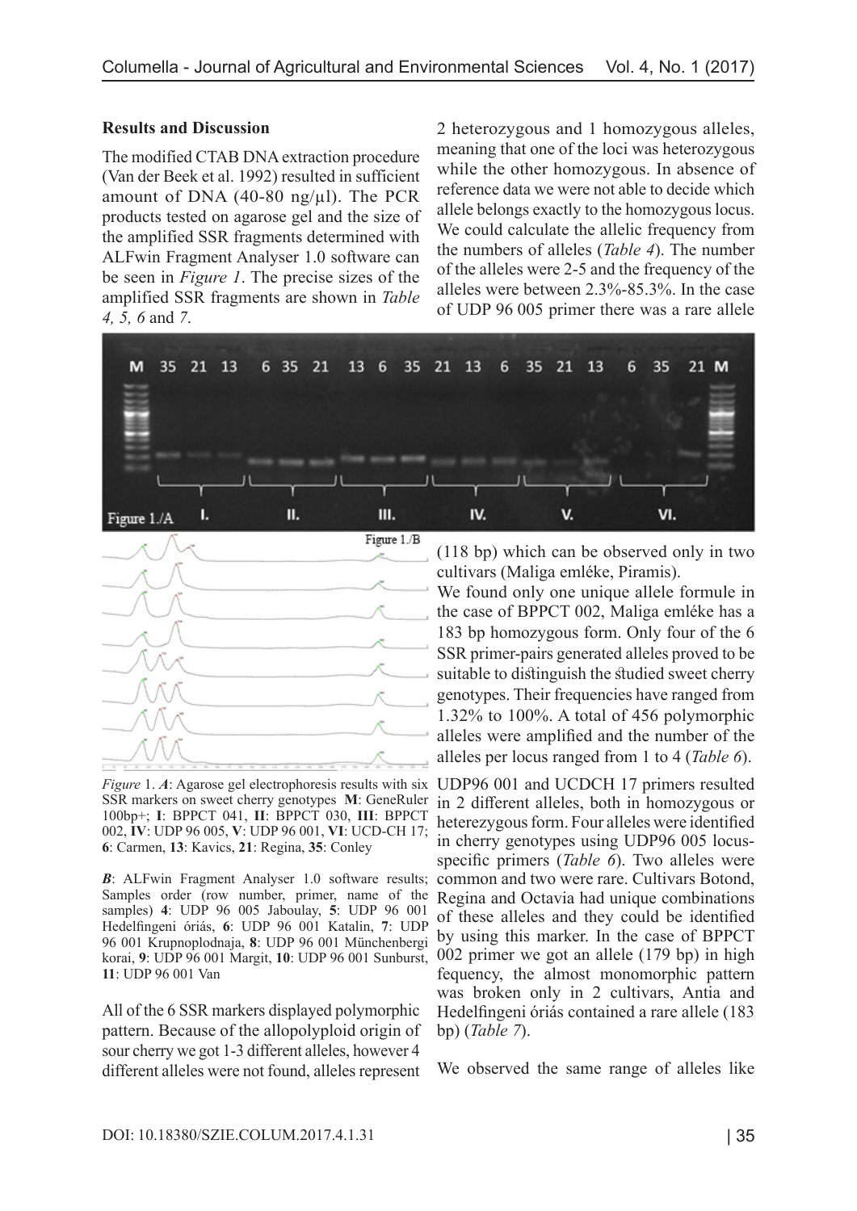## Results and Discussion

The modified CTAB DNA extraction procedure (Van der Beek et al. 1992) resulted in sufficient amount of DNA (40-80 ng/µl). The PCR products tested on agarose gel and the size of the amplified SSR fragments determined with ALFwin Fragment Analyser 1.0 software can be seen in *Figure 1*. The precise sizes of the amplified SSR fragments are shown in *Table 4, 5, 6* and *7*.

*Figure* 1. ***A***: Agarose gel electrophoresis results with six SSR markers on sweet cherry genotypes **M**: GeneRuler 100bp+; **I**: BPPCT 041, **II**: BPPCT 030, **III**: BPPCT 002, **IV**: UDP 96 005, **V**: UDP 96 001, **VI**: UCD-CH 17; **6**: Carmen, **13**: Kavics, **21**: Regina, **35**: Conley

***B***: ALFwin Fragment Analyser 1.0 software results; Samples order (row number, primer, name of the samples) **4**: UDP 96 005 Jaboulay, **5**: UDP 96 001 Hedelfingeni óriás, **6**: UDP 96 001 Katalin, **7**: UDP 96 001 Krupnoplodnaja, **8**: UDP 96 001 Münchenbergi korai, **9**: UDP 96 001 Margit, **10**: UDP 96 001 Sunburst, **11**: UDP 96 001 Van

All of the 6 SSR markers displayed polymorphic pattern. Because of the allopolyploid origin of sour cherry we got 1-3 different alleles, however 4 different alleles were not found, alleles represent 2 heterozygous and 1 homozygous alleles, meaning that one of the loci was heterozygous while the other homozygous. In absence of reference data we were not able to decide which allele belongs exactly to the homozygous locus. We could calculate the allelic frequency from the numbers of alleles (*Table 4*). The number of the alleles were 2-5 and the frequency of the alleles were between 2.3%-85.3%. In the case of UDP 96 005 primer there was a rare allele (118 bp) which can be observed only in two cultivars (Maliga emléke, Piramis).

We found only one unique allele formule in the case of BPPCT 002, Maliga emléke has a 183 bp homozygous form. Only four of the 6 SSR primer-pairs generated alleles proved to be suitable to distinguish the studied sweet cherry genotypes. Their frequencies have ranged from 1.32% to 100%. A total of 456 polymorphic alleles were amplified and the number of the alleles per locus ranged from 1 to 4 (*Table 6*).

UDP96 001 and UCDCH 17 primers resulted in 2 different alleles, both in homozygous or heterezygous form. Four alleles were identified in cherry genotypes using UDP96 005 locus-specific primers (*Table 6*). Two alleles were common and two were rare. Cultivars Botond, Regina and Octavia had unique combinations of these alleles and they could be identified by using this marker. In the case of BPPCT 002 primer we got an allele (179 bp) in high fequency, the almost monomorphic pattern was broken only in 2 cultivars, Antia and Hedelfingeni óriás contained a rare allele (183 bp) (*Table 7*).

We observed the same range of alleles like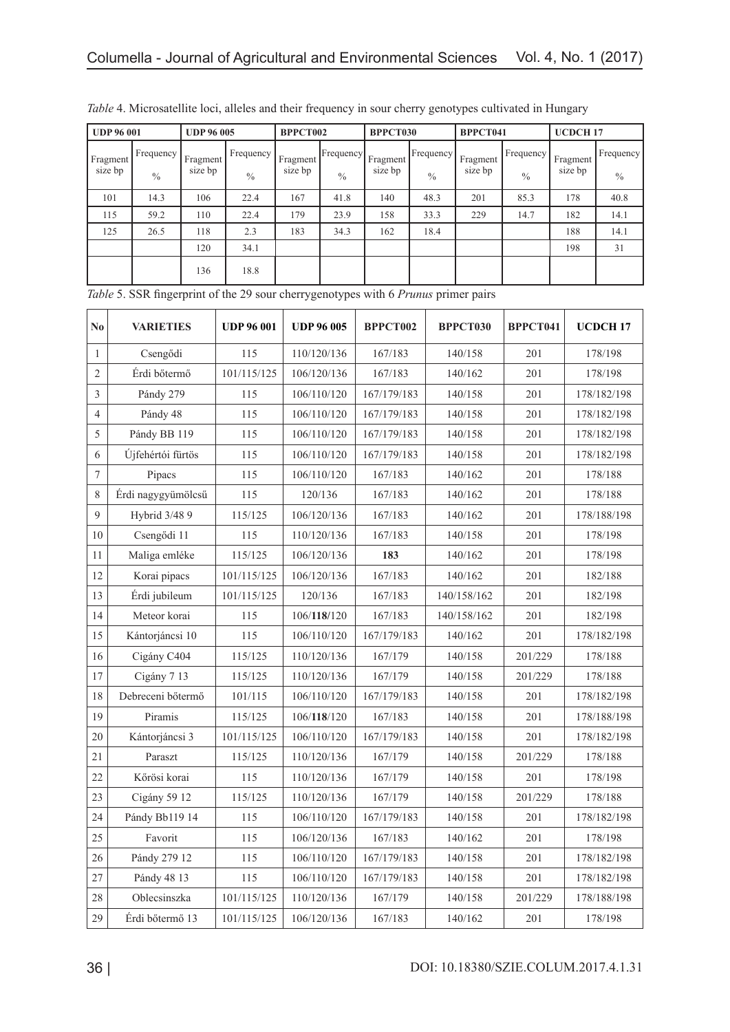*Table* 4. Microsatellite loci, alleles and their frequency in sour cherry genotypes cultivated in Hungary

| UDP 96 001 | | UDP 96 005 | | BPPCT002 | | BPPCT030 | | BPPCT041 | | UCDCH 17 | |
|---|---|---|---|---|---|---|---|---|---|---|---|
| Fragment size bp | Frequency % | Fragment size bp | Frequency % | Fragment size bp | Frequency % | Fragment size bp | Frequency % | Fragment size bp | Frequency % | Fragment size bp | Frequency % |
| 101 | 14.3 | 106 | 22.4 | 167 | 41.8 | 140 | 48.3 | 201 | 85.3 | 178 | 40.8 |
| 115 | 59.2 | 110 | 22.4 | 179 | 23.9 | 158 | 33.3 | 229 | 14.7 | 182 | 14.1 |
| 125 | 26.5 | 118 | 2.3 | 183 | 34.3 | 162 | 18.4 | | | 188 | 14.1 |
| | | 120 | 34.1 | | | | | | | 198 | 31 |
| | | 136 | 18.8 | | | | | | | | |

*Table* 5. SSR fingerprint of the 29 sour cherrygenotypes with 6 *Prunus* primer pairs

| No | VARIETIES | UDP 96 001 | UDP 96 005 | BPPCT002 | BPPCT030 | BPPCT041 | UCDCH 17 |
|---|---|---|---|---|---|---|---|
| 1 | Csengődi | 115 | 110/120/136 | 167/183 | 140/158 | 201 | 178/198 |
| 2 | Érdi bőtermő | 101/115/125 | 106/120/136 | 167/183 | 140/162 | 201 | 178/198 |
| 3 | Pándy 279 | 115 | 106/110/120 | 167/179/183 | 140/158 | 201 | 178/182/198 |
| 4 | Pándy 48 | 115 | 106/110/120 | 167/179/183 | 140/158 | 201 | 178/182/198 |
| 5 | Pándy BB 119 | 115 | 106/110/120 | 167/179/183 | 140/158 | 201 | 178/182/198 |
| 6 | Újfehértói fürtös | 115 | 106/110/120 | 167/179/183 | 140/158 | 201 | 178/182/198 |
| 7 | Pipacs | 115 | 106/110/120 | 167/183 | 140/162 | 201 | 178/188 |
| 8 | Érdi nagygyümölcsű | 115 | 120/136 | 167/183 | 140/162 | 201 | 178/188 |
| 9 | Hybrid 3/48 9 | 115/125 | 106/120/136 | 167/183 | 140/162 | 201 | 178/188/198 |
| 10 | Csengődi 11 | 115 | 110/120/136 | 167/183 | 140/158 | 201 | 178/198 |
| 11 | Maliga emléke | 115/125 | 106/120/136 | **183** | 140/162 | 201 | 178/198 |
| 12 | Korai pipacs | 101/115/125 | 106/120/136 | 167/183 | 140/162 | 201 | 182/188 |
| 13 | Érdi jubileum | 101/115/125 | 120/136 | 167/183 | 140/158/162 | 201 | 182/198 |
| 14 | Meteor korai | 115 | 106/**118**/120 | 167/183 | 140/158/162 | 201 | 182/198 |
| 15 | Kántorjáncsi 10 | 115 | 106/110/120 | 167/179/183 | 140/162 | 201 | 178/182/198 |
| 16 | Cigány C404 | 115/125 | 110/120/136 | 167/179 | 140/158 | 201/229 | 178/188 |
| 17 | Cigány 7 13 | 115/125 | 110/120/136 | 167/179 | 140/158 | 201/229 | 178/188 |
| 18 | Debreceni bőtermő | 101/115 | 106/110/120 | 167/179/183 | 140/158 | 201 | 178/182/198 |
| 19 | Piramis | 115/125 | 106/**118**/120 | 167/183 | 140/158 | 201 | 178/188/198 |
| 20 | Kántorjáncsi 3 | 101/115/125 | 106/110/120 | 167/179/183 | 140/158 | 201 | 178/182/198 |
| 21 | Paraszt | 115/125 | 110/120/136 | 167/179 | 140/158 | 201/229 | 178/188 |
| 22 | Kőrösi korai | 115 | 110/120/136 | 167/179 | 140/158 | 201 | 178/198 |
| 23 | Cigány 59 12 | 115/125 | 110/120/136 | 167/179 | 140/158 | 201/229 | 178/188 |
| 24 | Pándy Bb119 14 | 115 | 106/110/120 | 167/179/183 | 140/158 | 201 | 178/182/198 |
| 25 | Favorit | 115 | 106/120/136 | 167/183 | 140/162 | 201 | 178/198 |
| 26 | Pándy 279 12 | 115 | 106/110/120 | 167/179/183 | 140/158 | 201 | 178/182/198 |
| 27 | Pándy 48 13 | 115 | 106/110/120 | 167/179/183 | 140/158 | 201 | 178/182/198 |
| 28 | Oblecsinszka | 101/115/125 | 110/120/136 | 167/179 | 140/158 | 201/229 | 178/188/198 |
| 29 | Érdi bőtermő 13 | 101/115/125 | 106/120/136 | 167/183 | 140/162 | 201 | 178/198 |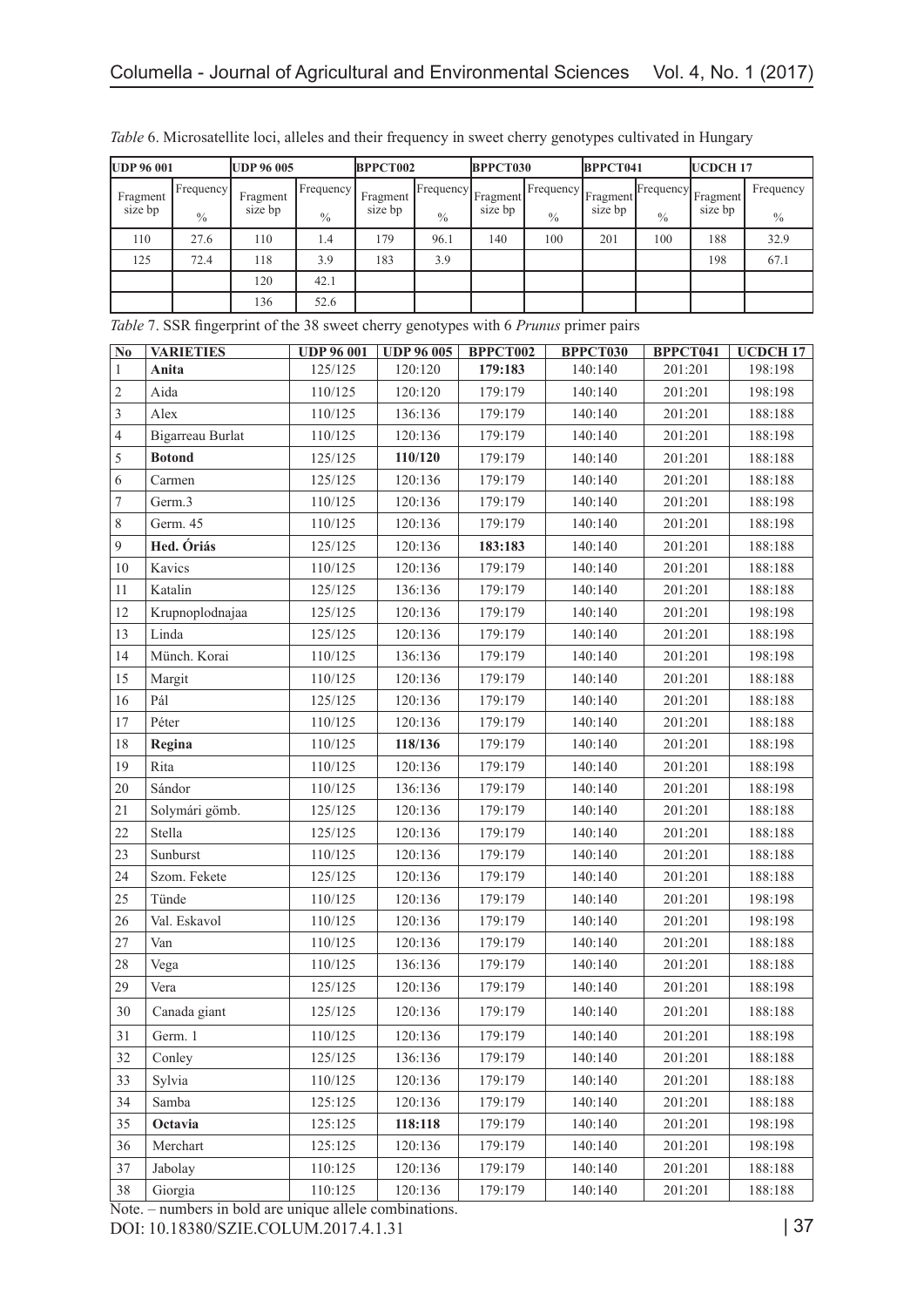*Table* 6. Microsatellite loci, alleles and their frequency in sweet cherry genotypes cultivated in Hungary

| UDP 96 001 | | UDP 96 005 | | BPPCT002 | | BPPCT030 | | BPPCT041 | | UCDCH 17 | |
|---|---|---|---|---|---|---|---|---|---|---|---|
| Fragment size bp | Frequency % | Fragment size bp | Frequency % | Fragment size bp | Frequency % | Fragment size bp | Frequency % | Fragment size bp | Frequency % | Fragment size bp | Frequency % |
| 110 | 27.6 | 110 | 1.4 | 179 | 96.1 | 140 | 100 | 201 | 100 | 188 | 32.9 |
| 125 | 72.4 | 118 | 3.9 | 183 | 3.9 | | | | | 198 | 67.1 |
| | | 120 | 42.1 | | | | | | | | |
| | | 136 | 52.6 | | | | | | | | |

*Table* 7. SSR fingerprint of the 38 sweet cherry genotypes with 6 *Prunus* primer pairs

| No | VARIETIES | UDP 96 001 | UDP 96 005 | BPPCT002 | BPPCT030 | BPPCT041 | UCDCH 17 |
|---|---|---|---|---|---|---|---|
| 1 | **Anita** | 125/125 | 120:120 | **179:183** | 140:140 | 201:201 | 198:198 |
| 2 | Aida | 110/125 | 120:120 | 179:179 | 140:140 | 201:201 | 198:198 |
| 3 | Alex | 110/125 | 136:136 | 179:179 | 140:140 | 201:201 | 188:188 |
| 4 | Bigarreau Burlat | 110/125 | 120:136 | 179:179 | 140:140 | 201:201 | 188:198 |
| 5 | **Botond** | 125/125 | **110/120** | 179:179 | 140:140 | 201:201 | 188:188 |
| 6 | Carmen | 125/125 | 120:136 | 179:179 | 140:140 | 201:201 | 188:188 |
| 7 | Germ.3 | 110/125 | 120:136 | 179:179 | 140:140 | 201:201 | 188:198 |
| 8 | Germ. 45 | 110/125 | 120:136 | 179:179 | 140:140 | 201:201 | 188:198 |
| 9 | **Hed. Óriás** | 125/125 | 120:136 | **183:183** | 140:140 | 201:201 | 188:188 |
| 10 | Kavics | 110/125 | 120:136 | 179:179 | 140:140 | 201:201 | 188:188 |
| 11 | Katalin | 125/125 | 136:136 | 179:179 | 140:140 | 201:201 | 188:188 |
| 12 | Krupnoplodnajaa | 125/125 | 120:136 | 179:179 | 140:140 | 201:201 | 198:198 |
| 13 | Linda | 125/125 | 120:136 | 179:179 | 140:140 | 201:201 | 188:198 |
| 14 | Münch. Korai | 110/125 | 136:136 | 179:179 | 140:140 | 201:201 | 198:198 |
| 15 | Margit | 110/125 | 120:136 | 179:179 | 140:140 | 201:201 | 188:188 |
| 16 | Pál | 125/125 | 120:136 | 179:179 | 140:140 | 201:201 | 188:188 |
| 17 | Péter | 110/125 | 120:136 | 179:179 | 140:140 | 201:201 | 188:188 |
| 18 | **Regina** | 110/125 | **118/136** | 179:179 | 140:140 | 201:201 | 188:198 |
| 19 | Rita | 110/125 | 120:136 | 179:179 | 140:140 | 201:201 | 188:198 |
| 20 | Sándor | 110/125 | 136:136 | 179:179 | 140:140 | 201:201 | 188:198 |
| 21 | Solymári gömb. | 125/125 | 120:136 | 179:179 | 140:140 | 201:201 | 188:188 |
| 22 | Stella | 125/125 | 120:136 | 179:179 | 140:140 | 201:201 | 188:188 |
| 23 | Sunburst | 110/125 | 120:136 | 179:179 | 140:140 | 201:201 | 188:188 |
| 24 | Szom. Fekete | 125/125 | 120:136 | 179:179 | 140:140 | 201:201 | 188:188 |
| 25 | Tünde | 110/125 | 120:136 | 179:179 | 140:140 | 201:201 | 198:198 |
| 26 | Val. Eskavol | 110/125 | 120:136 | 179:179 | 140:140 | 201:201 | 198:198 |
| 27 | Van | 110/125 | 120:136 | 179:179 | 140:140 | 201:201 | 188:188 |
| 28 | Vega | 110/125 | 136:136 | 179:179 | 140:140 | 201:201 | 188:188 |
| 29 | Vera | 125/125 | 120:136 | 179:179 | 140:140 | 201:201 | 188:198 |
| 30 | Canada giant | 125/125 | 120:136 | 179:179 | 140:140 | 201:201 | 188:188 |
| 31 | Germ. 1 | 110/125 | 120:136 | 179:179 | 140:140 | 201:201 | 188:198 |
| 32 | Conley | 125/125 | 136:136 | 179:179 | 140:140 | 201:201 | 188:188 |
| 33 | Sylvia | 110/125 | 120:136 | 179:179 | 140:140 | 201:201 | 188:188 |
| 34 | Samba | 125:125 | 120:136 | 179:179 | 140:140 | 201:201 | 188:188 |
| 35 | **Octavia** | 125:125 | **118:118** | 179:179 | 140:140 | 201:201 | 198:198 |
| 36 | Merchart | 125:125 | 120:136 | 179:179 | 140:140 | 201:201 | 198:198 |
| 37 | Jabolay | 110:125 | 120:136 | 179:179 | 140:140 | 201:201 | 188:188 |
| 38 | Giorgia | 110:125 | 120:136 | 179:179 | 140:140 | 201:201 | 188:188 |

Note. – numbers in bold are unique allele combinations.

DOI: 10.18380/SZIE.COLUM.2017.4.1.31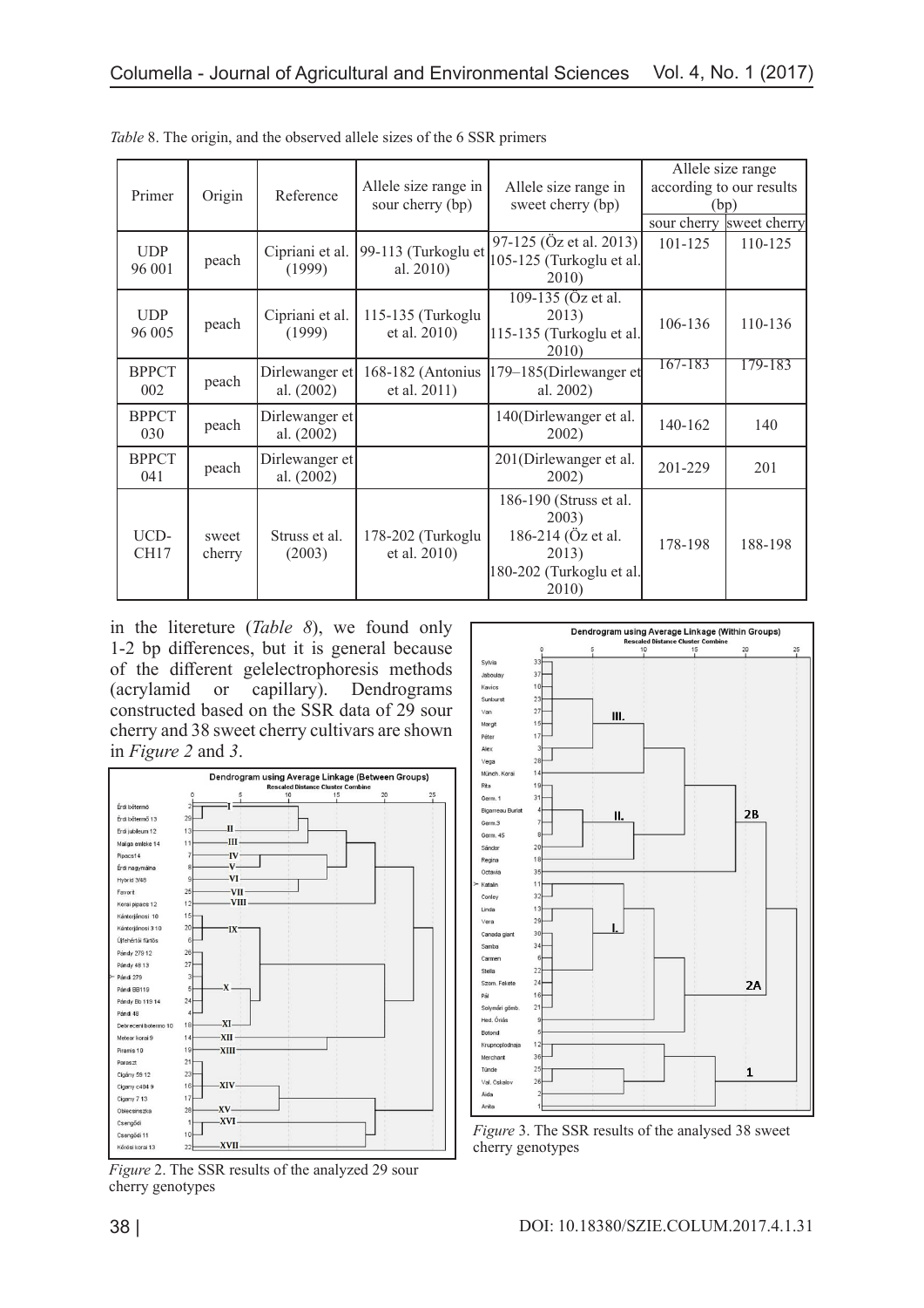*Table* 8. The origin, and the observed allele sizes of the 6 SSR primers

| Primer | Origin | Reference | Allele size range in sour cherry (bp) | Allele size range in sweet cherry (bp) | Allele size range according to our results (bp) | |
|---|---|---|---|---|---|---|
| | | | | | sour cherry | sweet cherry |
| UDP 96 001 | peach | Cipriani et al. (1999) | 99-113 (Turkoglu et al. 2010) | 97-125 (Öz et al. 2013) 105-125 (Turkoglu et al. 2010) | 101-125 | 110-125 |
| UDP 96 005 | peach | Cipriani et al. (1999) | 115-135 (Turkoglu et al. 2010) | 109-135 (Öz et al. 2013) 115-135 (Turkoglu et al. 2010) | 106-136 | 110-136 |
| BPPCT 002 | peach | Dirlewanger et al. (2002) | 168-182 (Antonius et al. 2011) | 179–185(Dirlewanger et al. 2002) | 167-183 | 179-183 |
| BPPCT 030 | peach | Dirlewanger et al. (2002) | | 140(Dirlewanger et al. 2002) | 140-162 | 140 |
| BPPCT 041 | peach | Dirlewanger et al. (2002) | | 201(Dirlewanger et al. 2002) | 201-229 | 201 |
| UCD-CH17 | sweet cherry | Struss et al. (2003) | 178-202 (Turkoglu et al. 2010) | 186-190 (Struss et al. 2003) 186-214 (Öz et al. 2013) 180-202 (Turkoglu et al. 2010) | 178-198 | 188-198 |

in the litereture (*Table 8*), we found only 1-2 bp differences, but it is general because of the different gelelectrophoresis methods (acrylamid or capillary). Dendrograms constructed based on the SSR data of 29 sour cherry and 38 sweet cherry cultivars are shown in *Figure 2* and *3*.

*Figure* 2. The SSR results of the analyzed 29 sour cherry genotypes

*Figure* 3. The SSR results of the analysed 38 sweet cherry genotypes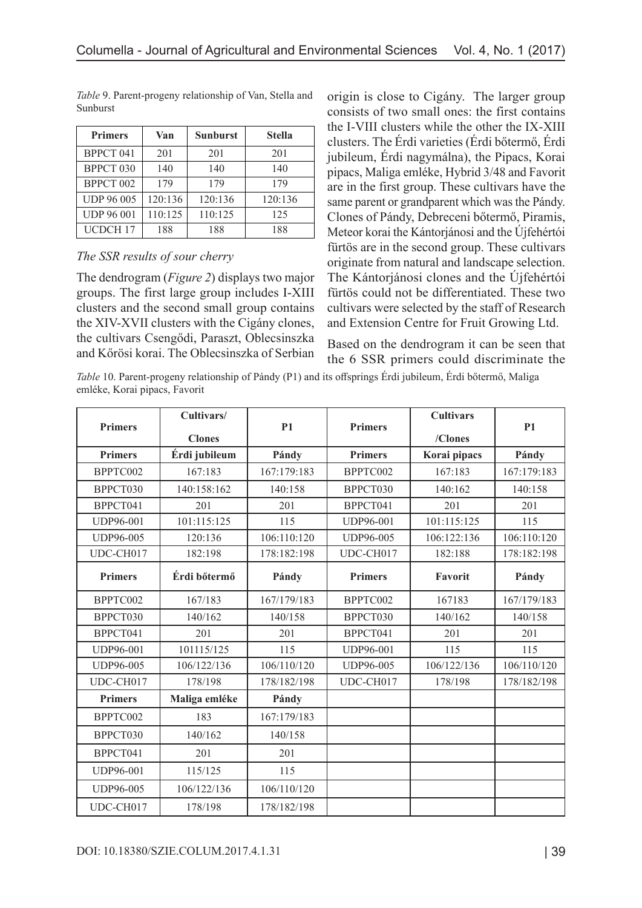*Table* 9. Parent-progeny relationship of Van, Stella and Sunburst

| Primers | Van | Sunburst | Stella |
|---|---|---|---|
| BPPCT 041 | 201 | 201 | 201 |
| BPPCT 030 | 140 | 140 | 140 |
| BPPCT 002 | 179 | 179 | 179 |
| UDP 96 005 | 120:136 | 120:136 | 120:136 |
| UDP 96 001 | 110:125 | 110:125 | 125 |
| UCDCH 17 | 188 | 188 | 188 |

*The SSR results of sour cherry*

The dendrogram (*Figure 2*) displays two major groups. The first large group includes I-XIII clusters and the second small group contains the XIV-XVII clusters with the Cigány clones, the cultivars Csengődi, Paraszt, Oblecsinszka and Kőrösi korai. The Oblecsinszka of Serbian origin is close to Cigány. The larger group consists of two small ones: the first contains the I-VIII clusters while the other the IX-XIII clusters. The Érdi varieties (Érdi bőtermő, Érdi jubileum, Érdi nagymálna), the Pipacs, Korai pipacs, Maliga emléke, Hybrid 3/48 and Favorit are in the first group. These cultivars have the same parent or grandparent which was the Pándy. Clones of Pándy, Debreceni bőtermő, Piramis, Meteor korai the Kántorjánosi and the Újfehértói fürtös are in the second group. These cultivars originate from natural and landscape selection. The Kántorjánosi clones and the Újfehértói fürtös could not be differentiated. These two cultivars were selected by the staff of Research and Extension Centre for Fruit Growing Ltd.

Based on the dendrogram it can be seen that the 6 SSR primers could discriminate the

*Table* 10. Parent-progeny relationship of Pándy (P1) and its offsprings Érdi jubileum, Érdi bőtermő, Maliga emléke, Korai pipacs, Favorit

| Primers | Cultivars/ Clones | P1 | Primers | Cultivars /Clones | P1 |
|---|---|---|---|---|---|
| **Primers** | **Érdi jubileum** | **Pándy** | **Primers** | **Korai pipacs** | **Pándy** |
| BPPTC002 | 167:183 | 167:179:183 | BPPTC002 | 167:183 | 167:179:183 |
| BPPCT030 | 140:158:162 | 140:158 | BPPCT030 | 140:162 | 140:158 |
| BPPCT041 | 201 | 201 | BPPCT041 | 201 | 201 |
| UDP96-001 | 101:115:125 | 115 | UDP96-001 | 101:115:125 | 115 |
| UDP96-005 | 120:136 | 106:110:120 | UDP96-005 | 106:122:136 | 106:110:120 |
| UDC-CH017 | 182:198 | 178:182:198 | UDC-CH017 | 182:188 | 178:182:198 |
| **Primers** | **Érdi bőtermő** | **Pándy** | **Primers** | **Favorit** | **Pándy** |
| BPPTC002 | 167/183 | 167/179/183 | BPPTC002 | 167183 | 167/179/183 |
| BPPCT030 | 140/162 | 140/158 | BPPCT030 | 140/162 | 140/158 |
| BPPCT041 | 201 | 201 | BPPCT041 | 201 | 201 |
| UDP96-001 | 101115/125 | 115 | UDP96-001 | 115 | 115 |
| UDP96-005 | 106/122/136 | 106/110/120 | UDP96-005 | 106/122/136 | 106/110/120 |
| UDC-CH017 | 178/198 | 178/182/198 | UDC-CH017 | 178/198 | 178/182/198 |
| **Primers** | **Maliga emléke** | **Pándy** | | | |
| BPPTC002 | 183 | 167:179:183 | | | |
| BPPCT030 | 140/162 | 140/158 | | | |
| BPPCT041 | 201 | 201 | | | |
| UDP96-001 | 115/125 | 115 | | | |
| UDP96-005 | 106/122/136 | 106/110/120 | | | |
| UDC-CH017 | 178/198 | 178/182/198 | | | |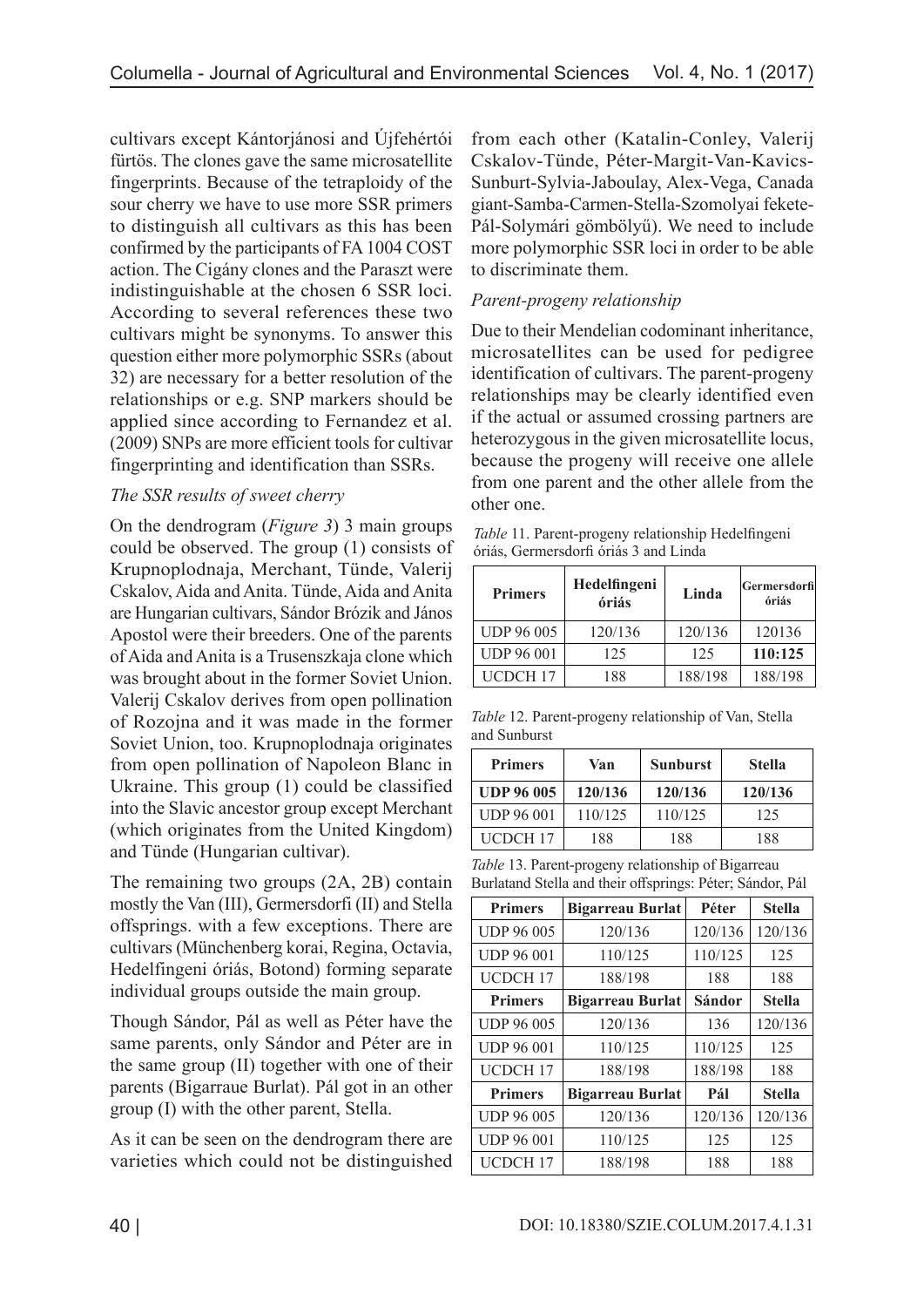cultivars except Kántorjánosi and Újfehértói fürtös. The clones gave the same microsatellite fingerprints. Because of the tetraploidy of the sour cherry we have to use more SSR primers to distinguish all cultivars as this has been confirmed by the participants of FA 1004 COST action. The Cigány clones and the Paraszt were indistinguishable at the chosen 6 SSR loci. According to several references these two cultivars might be synonyms. To answer this question either more polymorphic SSRs (about 32) are necessary for a better resolution of the relationships or e.g. SNP markers should be applied since according to Fernandez et al. (2009) SNPs are more efficient tools for cultivar fingerprinting and identification than SSRs.

*The SSR results of sweet cherry*

On the dendrogram (*Figure 3*) 3 main groups could be observed. The group (1) consists of Krupnoplodnaja, Merchant, Tünde, Valerij Cskalov, Aida and Anita. Tünde, Aida and Anita are Hungarian cultivars, Sándor Brózik and János Apostol were their breeders. One of the parents of Aida and Anita is a Trusenszkaja clone which was brought about in the former Soviet Union. Valerij Cskalov derives from open pollination of Rozojna and it was made in the former Soviet Union, too. Krupnoplodnaja originates from open pollination of Napoleon Blanc in Ukraine. This group (1) could be classified into the Slavic ancestor group except Merchant (which originates from the United Kingdom) and Tünde (Hungarian cultivar).

The remaining two groups (2A, 2B) contain mostly the Van (III), Germersdorfi (II) and Stella offsprings. with a few exceptions. There are cultivars (Münchenberg korai, Regina, Octavia, Hedelfingeni óriás, Botond) forming separate individual groups outside the main group.

Though Sándor, Pál as well as Péter have the same parents, only Sándor and Péter are in the same group (II) together with one of their parents (Bigarraue Burlat). Pál got in an other group (I) with the other parent, Stella.

As it can be seen on the dendrogram there are varieties which could not be distinguished from each other (Katalin-Conley, Valerij Cskalov-Tünde, Péter-Margit-Van-Kavics-Sunburt-Sylvia-Jaboulay, Alex-Vega, Canada giant-Samba-Carmen-Stella-Szomolyai fekete-Pál-Solymári gömbölyű). We need to include more polymorphic SSR loci in order to be able to discriminate them.

*Parent-progeny relationship*

Due to their Mendelian codominant inheritance, microsatellites can be used for pedigree identification of cultivars. The parent-progeny relationships may be clearly identified even if the actual or assumed crossing partners are heterozygous in the given microsatellite locus, because the progeny will receive one allele from one parent and the other allele from the other one.

*Table* 11. Parent-progeny relationship Hedelfingeni óriás, Germersdorfi óriás 3 and Linda

| Primers | Hedelfingeni óriás | Linda | Germersdorfi óriás |
|---|---|---|---|
| UDP 96 005 | 120/136 | 120/136 | 120136 |
| UDP 96 001 | 125 | 125 | **110:125** |
| UCDCH 17 | 188 | 188/198 | 188/198 |

*Table* 12. Parent-progeny relationship of Van, Stella and Sunburst

| Primers | Van | Sunburst | Stella |
|---|---|---|---|
| **UDP 96 005** | **120/136** | **120/136** | **120/136** |
| UDP 96 001 | 110/125 | 110/125 | 125 |
| UCDCH 17 | 188 | 188 | 188 |

*Table* 13. Parent-progeny relationship of Bigarreau Burlatand Stella and their offsprings: Péter; Sándor, Pál

| Primers | Bigarreau Burlat | Péter | Stella |
|---|---|---|---|
| UDP 96 005 | 120/136 | 120/136 | 120/136 |
| UDP 96 001 | 110/125 | 110/125 | 125 |
| UCDCH 17 | 188/198 | 188 | 188 |
| **Primers** | **Bigarreau Burlat** | **Sándor** | **Stella** |
| UDP 96 005 | 120/136 | 136 | 120/136 |
| UDP 96 001 | 110/125 | 110/125 | 125 |
| UCDCH 17 | 188/198 | 188/198 | 188 |
| **Primers** | **Bigarreau Burlat** | **Pál** | **Stella** |
| UDP 96 005 | 120/136 | 120/136 | 120/136 |
| UDP 96 001 | 110/125 | 125 | 125 |
| UCDCH 17 | 188/198 | 188 | 188 |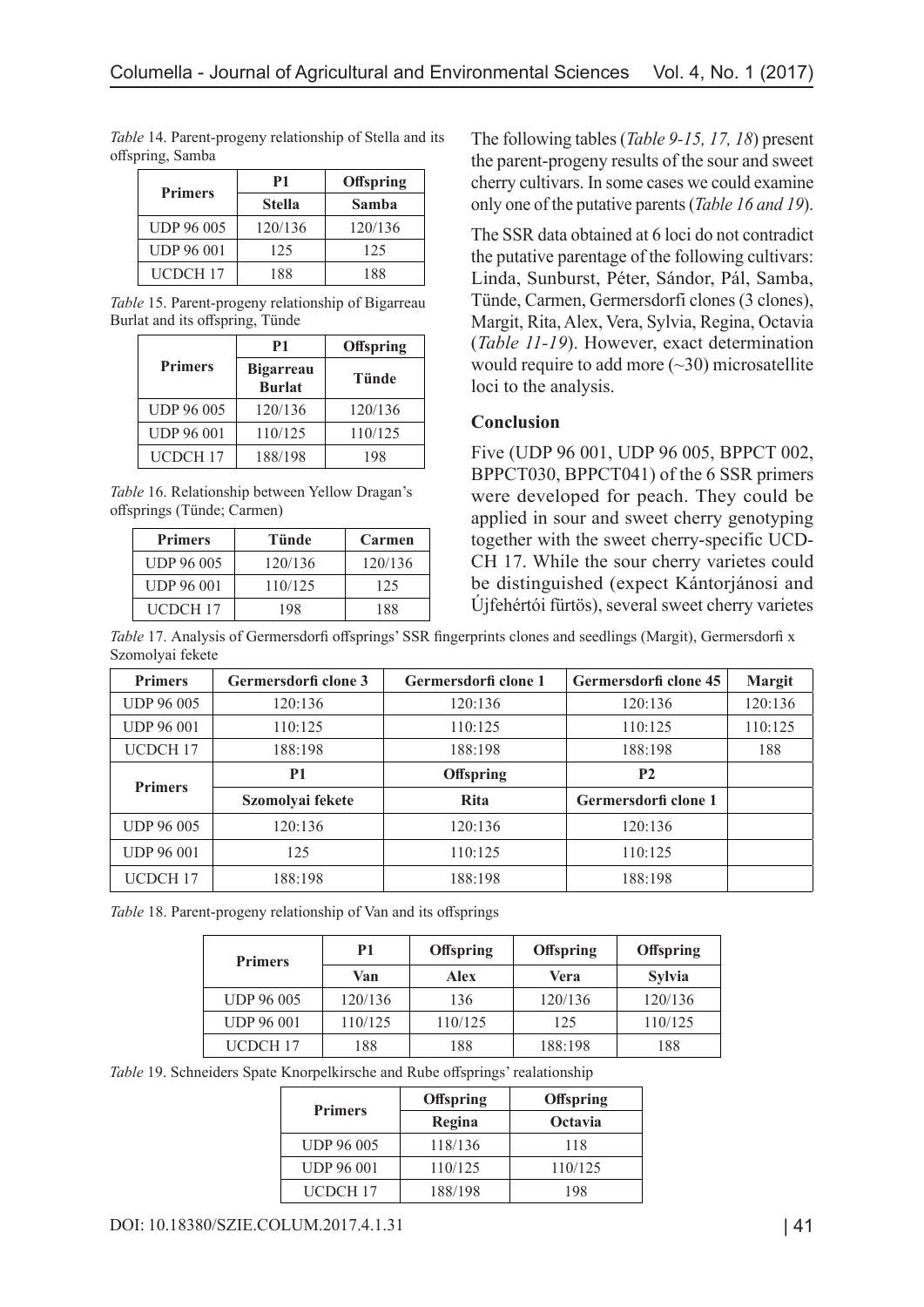*Table* 14. Parent-progeny relationship of Stella and its offspring, Samba

| Primers | P1 | Offspring |
|---|---|---|
| | Stella | Samba |
| UDP 96 005 | 120/136 | 120/136 |
| UDP 96 001 | 125 | 125 |
| UCDCH 17 | 188 | 188 |

*Table* 15. Parent-progeny relationship of Bigarreau Burlat and its offspring, Tünde

| Primers | P1 | Offspring |
|---|---|---|
| | Bigarreau Burlat | Tünde |
| UDP 96 005 | 120/136 | 120/136 |
| UDP 96 001 | 110/125 | 110/125 |
| UCDCH 17 | 188/198 | 198 |

*Table* 16. Relationship between Yellow Dragan's offsprings (Tünde; Carmen)

| Primers | Tünde | Carmen |
|---|---|---|
| UDP 96 005 | 120/136 | 120/136 |
| UDP 96 001 | 110/125 | 125 |
| UCDCH 17 | 198 | 188 |

The following tables (*Table 9-15, 17, 18*) present the parent-progeny results of the sour and sweet cherry cultivars. In some cases we could examine only one of the putative parents (*Table 16 and 19*).

The SSR data obtained at 6 loci do not contradict the putative parentage of the following cultivars: Linda, Sunburst, Péter, Sándor, Pál, Samba, Tünde, Carmen, Germersdorfi clones (3 clones), Margit, Rita, Alex, Vera, Sylvia, Regina, Octavia (*Table 11-19*). However, exact determination would require to add more (~30) microsatellite loci to the analysis.

## Conclusion

Five (UDP 96 001, UDP 96 005, BPPCT 002, BPPCT030, BPPCT041) of the 6 SSR primers were developed for peach. They could be applied in sour and sweet cherry genotyping together with the sweet cherry-specific UCDCH 17. While the sour cherry varietes could be distinguished (expect Kántorjánosi and Újfehértói fürtös), several sweet cherry varietes

*Table* 17. Analysis of Germersdorfi offsprings' SSR fingerprints clones and seedlings (Margit), Germersdorfi x Szomolyai fekete

| Primers | Germersdorfi clone 3 | Germersdorfi clone 1 | Germersdorfi clone 45 | Margit |
|---|---|---|---|---|
| UDP 96 005 | 120:136 | 120:136 | 120:136 | 120:136 |
| UDP 96 001 | 110:125 | 110:125 | 110:125 | 110:125 |
| UCDCH 17 | 188:198 | 188:198 | 188:198 | 188 |
| Primers | P1 | Offspring | P2 | |
| | Szomolyai fekete | Rita | Germersdorfi clone 1 | |
| UDP 96 005 | 120:136 | 120:136 | 120:136 | |
| UDP 96 001 | 125 | 110:125 | 110:125 | |
| UCDCH 17 | 188:198 | 188:198 | 188:198 | |

*Table* 18. Parent-progeny relationship of Van and its offsprings

| Primers | P1 | Offspring | Offspring | Offspring |
|---|---|---|---|---|
| | Van | Alex | Vera | Sylvia |
| UDP 96 005 | 120/136 | 136 | 120/136 | 120/136 |
| UDP 96 001 | 110/125 | 110/125 | 125 | 110/125 |
| UCDCH 17 | 188 | 188 | 188:198 | 188 |

*Table* 19. Schneiders Spate Knorpelkirsche and Rube offsprings' realationship

| Primers | Offspring | Offspring |
|---|---|---|
| | Regina | Octavia |
| UDP 96 005 | 118/136 | 118 |
| UDP 96 001 | 110/125 | 110/125 |
| UCDCH 17 | 188/198 | 198 |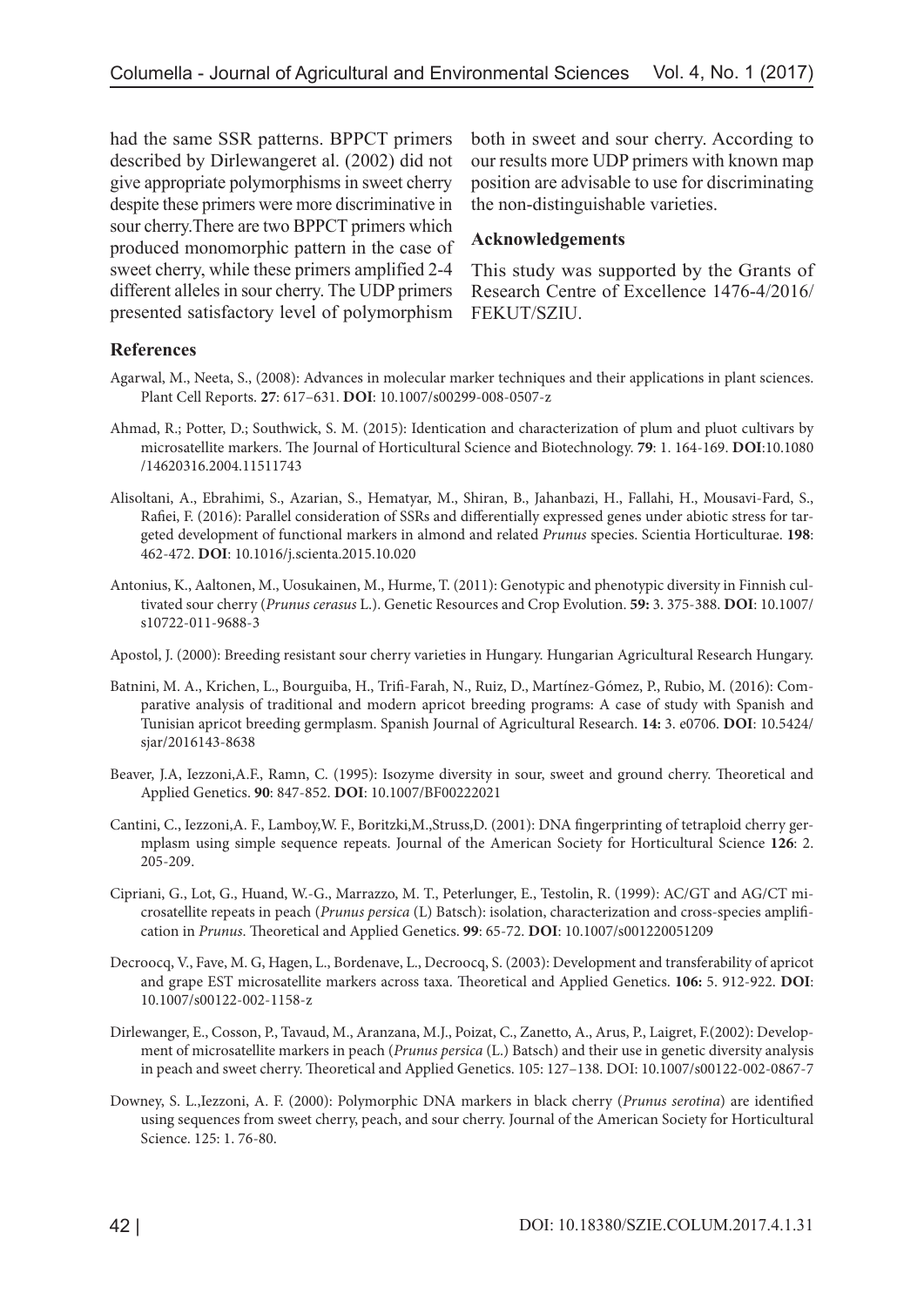had the same SSR patterns. BPPCT primers described by Dirlewangeret al. (2002) did not give appropriate polymorphisms in sweet cherry despite these primers were more discriminative in sour cherry.There are two BPPCT primers which produced monomorphic pattern in the case of sweet cherry, while these primers amplified 2-4 different alleles in sour cherry. The UDP primers presented satisfactory level of polymorphism both in sweet and sour cherry. According to our results more UDP primers with known map position are advisable to use for discriminating the non-distinguishable varieties.

**Acknowledgements**

This study was supported by the Grants of Research Centre of Excellence 1476-4/2016/ FEKUT/SZIU.

**References**

Agarwal, M., Neeta, S., (2008): Advances in molecular marker techniques and their applications in plant sciences. Plant Cell Reports. **27**: 617–631. **DOI**: 10.1007/s00299-008-0507-z

Ahmad, R.; Potter, D.; Southwick, S. M. (2015): Identication and characterization of plum and pluot cultivars by microsatellite markers. The Journal of Horticultural Science and Biotechnology. **79**: 1. 164-169. **DOI**:10.1080 /14620316.2004.11511743

Alisoltani, A., Ebrahimi, S., Azarian, S., Hematyar, M., Shiran, B., Jahanbazi, H., Fallahi, H., Mousavi-Fard, S., Rafiei, F. (2016): Parallel consideration of SSRs and differentially expressed genes under abiotic stress for targeted development of functional markers in almond and related *Prunus* species. Scientia Horticulturae. **198**: 462-472. **DOI**: 10.1016/j.scienta.2015.10.020

Antonius, K., Aaltonen, M., Uosukainen, M., Hurme, T. (2011): Genotypic and phenotypic diversity in Finnish cultivated sour cherry (*Prunus cerasus* L.). Genetic Resources and Crop Evolution. **59:** 3. 375-388. **DOI**: 10.1007/ s10722-011-9688-3

Apostol, J. (2000): Breeding resistant sour cherry varieties in Hungary. Hungarian Agricultural Research Hungary.

Batnini, M. A., Krichen, L., Bourguiba, H., Trifi-Farah, N., Ruiz, D., Martínez-Gómez, P., Rubio, M. (2016): Comparative analysis of traditional and modern apricot breeding programs: A case of study with Spanish and Tunisian apricot breeding germplasm. Spanish Journal of Agricultural Research. **14:** 3. e0706. **DOI**: 10.5424/ sjar/2016143-8638

Beaver, J.A, Iezzoni,A.F., Ramn, C. (1995): Isozyme diversity in sour, sweet and ground cherry. Theoretical and Applied Genetics. **90**: 847-852. **DOI**: 10.1007/BF00222021

Cantini, C., Iezzoni,A. F., Lamboy,W. F., Boritzki,M.,Struss,D. (2001): DNA fingerprinting of tetraploid cherry germplasm using simple sequence repeats. Journal of the American Society for Horticultural Science **126**: 2. 205-209.

Cipriani, G., Lot, G., Huand, W.-G., Marrazzo, M. T., Peterlunger, E., Testolin, R. (1999): AC/GT and AG/CT microsatellite repeats in peach (*Prunus persica* (L) Batsch): isolation, characterization and cross-species amplification in *Prunus*. Theoretical and Applied Genetics. **99**: 65-72. **DOI**: 10.1007/s001220051209

Decroocq, V., Fave, M. G, Hagen, L., Bordenave, L., Decroocq, S. (2003): Development and transferability of apricot and grape EST microsatellite markers across taxa. Theoretical and Applied Genetics. **106:** 5. 912-922. **DOI**: 10.1007/s00122-002-1158-z

Dirlewanger, E., Cosson, P., Tavaud, M., Aranzana, M.J., Poizat, C., Zanetto, A., Arus, P., Laigret, F.(2002): Development of microsatellite markers in peach (*Prunus persica* (L.) Batsch) and their use in genetic diversity analysis in peach and sweet cherry. Theoretical and Applied Genetics. 105: 127–138. DOI: 10.1007/s00122-002-0867-7

Downey, S. L.,Iezzoni, A. F. (2000): Polymorphic DNA markers in black cherry (*Prunus serotina*) are identified using sequences from sweet cherry, peach, and sour cherry. Journal of the American Society for Horticultural Science. 125: 1. 76-80.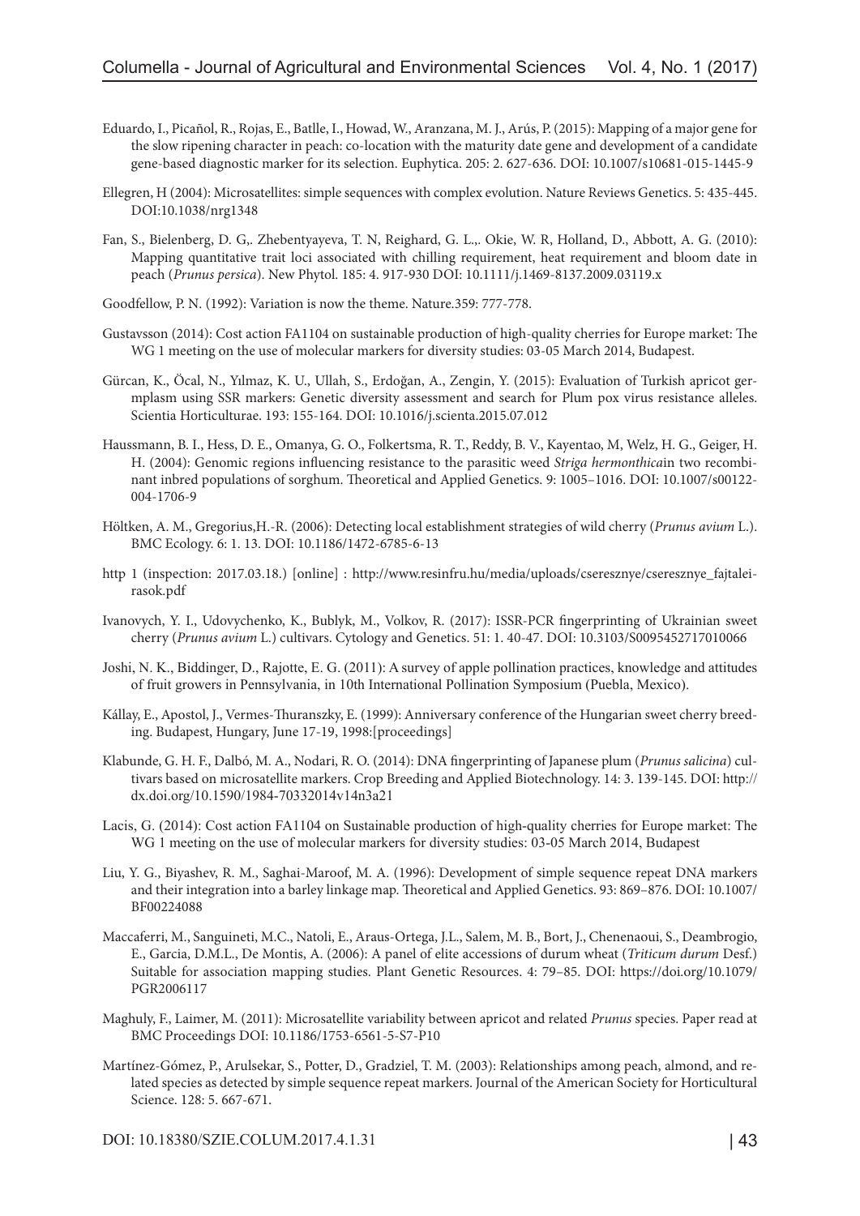Eduardo, I., Picañol, R., Rojas, E., Batlle, I., Howad, W., Aranzana, M. J., Arús, P. (2015): Mapping of a major gene for the slow ripening character in peach: co-location with the maturity date gene and development of a candidate gene-based diagnostic marker for its selection. Euphytica. 205: 2. 627-636. DOI: 10.1007/s10681-015-1445-9

Ellegren, H (2004): Microsatellites: simple sequences with complex evolution. Nature Reviews Genetics. 5: 435-445. DOI:10.1038/nrg1348

Fan, S., Bielenberg, D. G,. Zhebentyayeva, T. N, Reighard, G. L.,. Okie, W. R, Holland, D., Abbott, A. G. (2010): Mapping quantitative trait loci associated with chilling requirement, heat requirement and bloom date in peach (*Prunus persica*). New Phytol. 185: 4. 917-930 DOI: 10.1111/j.1469-8137.2009.03119.x

Goodfellow, P. N. (1992): Variation is now the theme. Nature.359: 777-778.

Gustavsson (2014): Cost action FA1104 on sustainable production of high-quality cherries for Europe market: The WG 1 meeting on the use of molecular markers for diversity studies: 03-05 March 2014, Budapest.

Gürcan, K., Öcal, N., Yılmaz, K. U., Ullah, S., Erdoğan, A., Zengin, Y. (2015): Evaluation of Turkish apricot germplasm using SSR markers: Genetic diversity assessment and search for Plum pox virus resistance alleles. Scientia Horticulturae. 193: 155-164. DOI: 10.1016/j.scienta.2015.07.012

Haussmann, B. I., Hess, D. E., Omanya, G. O., Folkertsma, R. T., Reddy, B. V., Kayentao, M, Welz, H. G., Geiger, H. H. (2004): Genomic regions influencing resistance to the parasitic weed *Striga hermonthica*in two recombinant inbred populations of sorghum. Theoretical and Applied Genetics. 9: 1005–1016. DOI: 10.1007/s00122-004-1706-9

Höltken, A. M., Gregorius,H.-R. (2006): Detecting local establishment strategies of wild cherry (*Prunus avium* L.). BMC Ecology. 6: 1. 13. DOI: 10.1186/1472-6785-6-13

http 1 (inspection: 2017.03.18.) [online] : http://www.resinfru.hu/media/uploads/cseresznye/cseresznye_fajtaleirasok.pdf

Ivanovych, Y. I., Udovychenko, K., Bublyk, M., Volkov, R. (2017): ISSR-PCR fingerprinting of Ukrainian sweet cherry (*Prunus avium* L.) cultivars. Cytology and Genetics. 51: 1. 40-47. DOI: 10.3103/S0095452717010066

Joshi, N. K., Biddinger, D., Rajotte, E. G. (2011): A survey of apple pollination practices, knowledge and attitudes of fruit growers in Pennsylvania, in 10th International Pollination Symposium (Puebla, Mexico).

Kállay, E., Apostol, J., Vermes-Thuranszky, E. (1999): Anniversary conference of the Hungarian sweet cherry breeding. Budapest, Hungary, June 17-19, 1998:[proceedings]

Klabunde, G. H. F., Dalbó, M. A., Nodari, R. O. (2014): DNA fingerprinting of Japanese plum (*Prunus salicina*) cultivars based on microsatellite markers. Crop Breeding and Applied Biotechnology. 14: 3. 139-145. DOI: http://dx.doi.org/10.1590/1984-70332014v14n3a21

Lacis, G. (2014): Cost action FA1104 on Sustainable production of high-quality cherries for Europe market: The WG 1 meeting on the use of molecular markers for diversity studies: 03-05 March 2014, Budapest

Liu, Y. G., Biyashev, R. M., Saghai-Maroof, M. A. (1996): Development of simple sequence repeat DNA markers and their integration into a barley linkage map. Theoretical and Applied Genetics. 93: 869–876. DOI: 10.1007/BF00224088

Maccaferri, M., Sanguineti, M.C., Natoli, E., Araus-Ortega, J.L., Salem, M. B., Bort, J., Chenenaoui, S., Deambrogio, E., Garcia, D.M.L., De Montis, A. (2006): A panel of elite accessions of durum wheat (*Triticum durum* Desf.) Suitable for association mapping studies. Plant Genetic Resources. 4: 79–85. DOI: https://doi.org/10.1079/PGR2006117

Maghuly, F., Laimer, M. (2011): Microsatellite variability between apricot and related *Prunus* species. Paper read at BMC Proceedings DOI: 10.1186/1753-6561-5-S7-P10

Martínez-Gómez, P., Arulsekar, S., Potter, D., Gradziel, T. M. (2003): Relationships among peach, almond, and related species as detected by simple sequence repeat markers. Journal of the American Society for Horticultural Science. 128: 5. 667-671.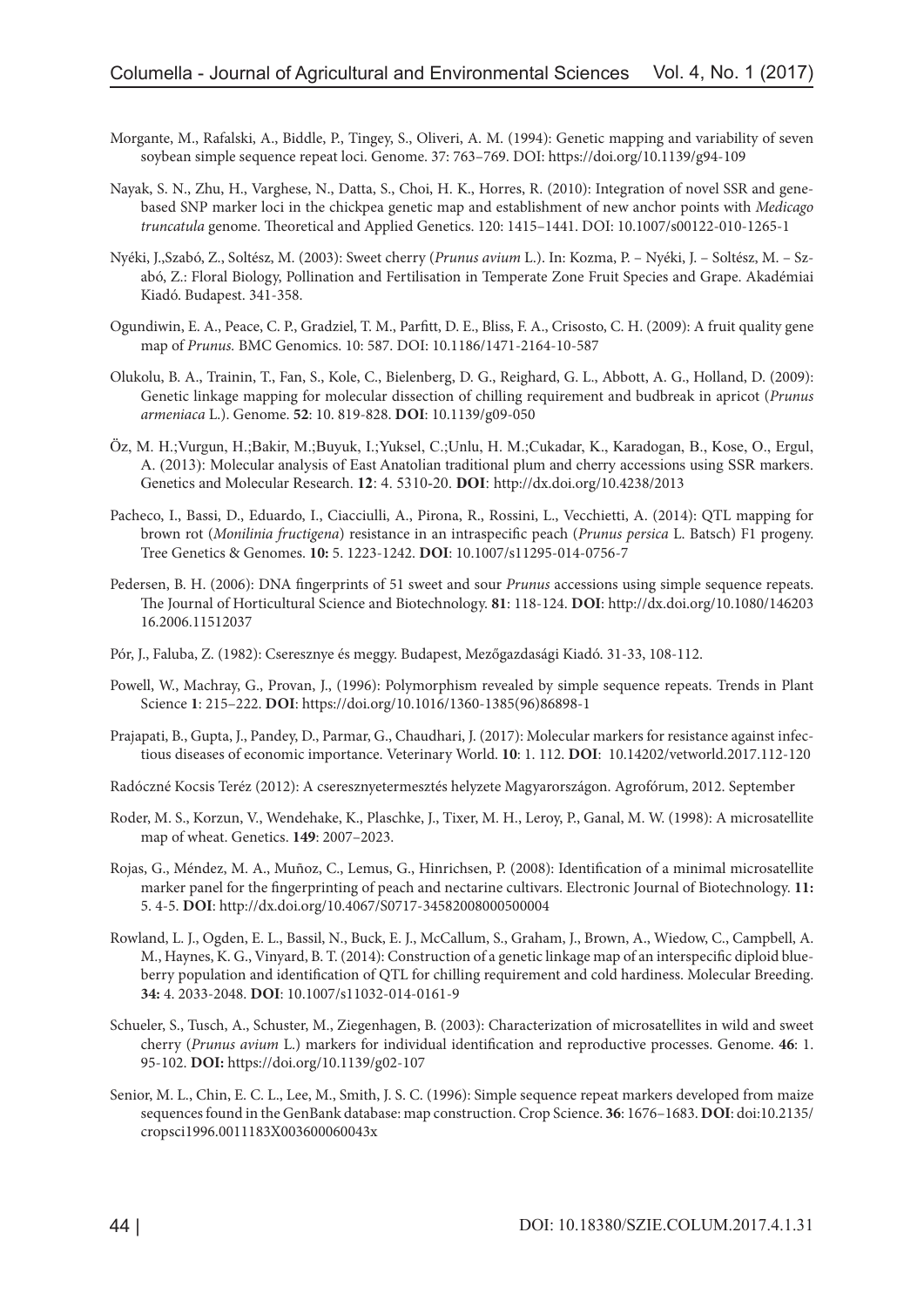Morgante, M., Rafalski, A., Biddle, P., Tingey, S., Oliveri, A. M. (1994): Genetic mapping and variability of seven soybean simple sequence repeat loci. Genome. 37: 763–769. DOI: https://doi.org/10.1139/g94-109

Nayak, S. N., Zhu, H., Varghese, N., Datta, S., Choi, H. K., Horres, R. (2010): Integration of novel SSR and gene-based SNP marker loci in the chickpea genetic map and establishment of new anchor points with *Medicago truncatula* genome. Theoretical and Applied Genetics. 120: 1415–1441. DOI: 10.1007/s00122-010-1265-1

Nyéki, J.,Szabó, Z., Soltész, M. (2003): Sweet cherry (*Prunus avium* L.). In: Kozma, P. – Nyéki, J. – Soltész, M. – Szabó, Z.: Floral Biology, Pollination and Fertilisation in Temperate Zone Fruit Species and Grape. Akadémiai Kiadó. Budapest. 341-358.

Ogundiwin, E. A., Peace, C. P., Gradziel, T. M., Parfitt, D. E., Bliss, F. A., Crisosto, C. H. (2009): A fruit quality gene map of *Prunus*. BMC Genomics. 10: 587. DOI: 10.1186/1471-2164-10-587

Olukolu, B. A., Trainin, T., Fan, S., Kole, C., Bielenberg, D. G., Reighard, G. L., Abbott, A. G., Holland, D. (2009): Genetic linkage mapping for molecular dissection of chilling requirement and budbreak in apricot (*Prunus armeniaca* L.). Genome. **52**: 10. 819-828. **DOI**: 10.1139/g09-050

Öz, M. H.;Vurgun, H.;Bakir, M.;Buyuk, I.;Yuksel, C.;Unlu, H. M.;Cukadar, K., Karadogan, B., Kose, O., Ergul, A. (2013): Molecular analysis of East Anatolian traditional plum and cherry accessions using SSR markers. Genetics and Molecular Research. **12**: 4. 5310-20. **DOI**: http://dx.doi.org/10.4238/2013

Pacheco, I., Bassi, D., Eduardo, I., Ciacciulli, A., Pirona, R., Rossini, L., Vecchietti, A. (2014): QTL mapping for brown rot (*Monilinia fructigena*) resistance in an intraspecific peach (*Prunus persica* L. Batsch) F1 progeny. Tree Genetics & Genomes. **10:** 5. 1223-1242. **DOI**: 10.1007/s11295-014-0756-7

Pedersen, B. H. (2006): DNA fingerprints of 51 sweet and sour *Prunus* accessions using simple sequence repeats. The Journal of Horticultural Science and Biotechnology. **81**: 118-124. **DOI**: http://dx.doi.org/10.1080/14620316.2006.11512037

Pór, J., Faluba, Z. (1982): Cseresznye és meggy. Budapest, Mezőgazdasági Kiadó. 31-33, 108-112.

Powell, W., Machray, G., Provan, J., (1996): Polymorphism revealed by simple sequence repeats. Trends in Plant Science **1**: 215–222. **DOI**: https://doi.org/10.1016/1360-1385(96)86898-1

Prajapati, B., Gupta, J., Pandey, D., Parmar, G., Chaudhari, J. (2017): Molecular markers for resistance against infectious diseases of economic importance. Veterinary World. **10**: 1. 112. **DOI**: 10.14202/vetworld.2017.112-120

Radócz­né Kocsis Teréz (2012): A cseresznyetermesztés helyzete Magyarországon. Agrofórum, 2012. September

Roder, M. S., Korzun, V., Wendehake, K., Plaschke, J., Tixer, M. H., Leroy, P., Ganal, M. W. (1998): A microsatellite map of wheat. Genetics. **149**: 2007–2023.

Rojas, G., Méndez, M. A., Muñoz, C., Lemus, G., Hinrichsen, P. (2008): Identification of a minimal microsatellite marker panel for the fingerprinting of peach and nectarine cultivars. Electronic Journal of Biotechnology. **11:** 5. 4-5. **DOI**: http://dx.doi.org/10.4067/S0717-34582008000500004

Rowland, L. J., Ogden, E. L., Bassil, N., Buck, E. J., McCallum, S., Graham, J., Brown, A., Wiedow, C., Campbell, A. M., Haynes, K. G., Vinyard, B. T. (2014): Construction of a genetic linkage map of an interspecific diploid blueberry population and identification of QTL for chilling requirement and cold hardiness. Molecular Breeding. **34:** 4. 2033-2048. **DOI**: 10.1007/s11032-014-0161-9

Schueler, S., Tusch, A., Schuster, M., Ziegenhagen, B. (2003): Characterization of microsatellites in wild and sweet cherry (*Prunus avium* L.) markers for individual identification and reproductive processes. Genome. **46**: 1. 95-102. **DOI:** https://doi.org/10.1139/g02-107

Senior, M. L., Chin, E. C. L., Lee, M., Smith, J. S. C. (1996): Simple sequence repeat markers developed from maize sequences found in the GenBank database: map construction. Crop Science. **36**: 1676–1683. **DOI**: doi:10.2135/cropsci1996.0011183X003600060043x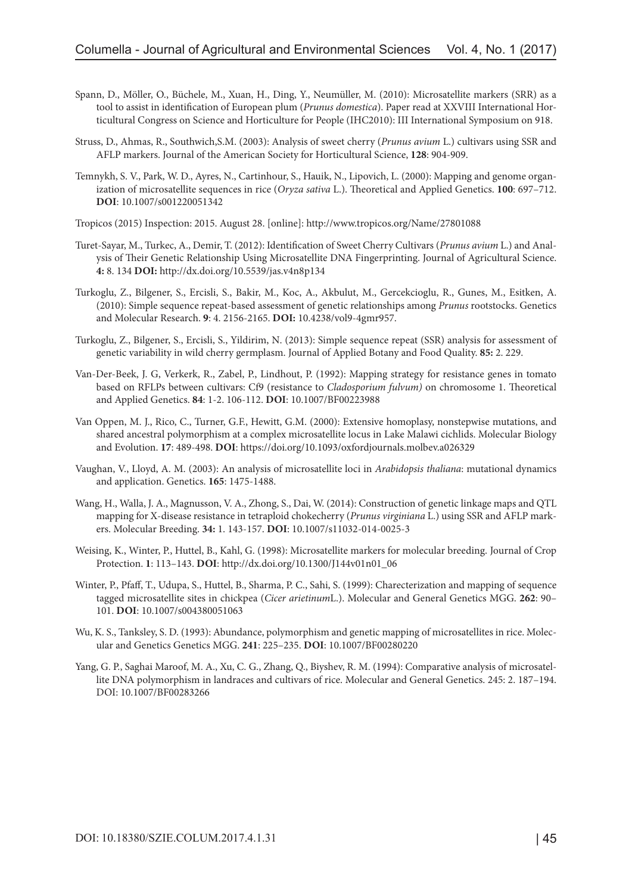Spann, D., Möller, O., Büchele, M., Xuan, H., Ding, Y., Neumüller, M. (2010): Microsatellite markers (SRR) as a tool to assist in identification of European plum (*Prunus domestica*). Paper read at XXVIII International Horticultural Congress on Science and Horticulture for People (IHC2010): III International Symposium on 918.

Struss, D., Ahmas, R., Southwich,S.M. (2003): Analysis of sweet cherry (*Prunus avium* L.) cultivars using SSR and AFLP markers. Journal of the American Society for Horticultural Science, **128**: 904-909.

Temnykh, S. V., Park, W. D., Ayres, N., Cartinhour, S., Hauik, N., Lipovich, L. (2000): Mapping and genome organization of microsatellite sequences in rice (*Oryza sativa* L.). Theoretical and Applied Genetics. **100**: 697–712. **DOI**: 10.1007/s001220051342

Tropicos (2015) Inspection: 2015. August 28. [online]: http://www.tropicos.org/Name/27801088

Turet-Sayar, M., Turkec, A., Demir, T. (2012): Identification of Sweet Cherry Cultivars (*Prunus avium* L.) and Analysis of Their Genetic Relationship Using Microsatellite DNA Fingerprinting. Journal of Agricultural Science. **4:** 8. 134 **DOI:** http://dx.doi.org/10.5539/jas.v4n8p134

Turkoglu, Z., Bilgener, S., Ercisli, S., Bakir, M., Koc, A., Akbulut, M., Gercekcioglu, R., Gunes, M., Esitken, A. (2010): Simple sequence repeat-based assessment of genetic relationships among *Prunus* rootstocks. Genetics and Molecular Research. **9**: 4. 2156-2165. **DOI:** 10.4238/vol9-4gmr957.

Turkoglu, Z., Bilgener, S., Ercisli, S., Yildirim, N. (2013): Simple sequence repeat (SSR) analysis for assessment of genetic variability in wild cherry germplasm. Journal of Applied Botany and Food Quality. **85:** 2. 229.

Van-Der-Beek, J. G, Verkerk, R., Zabel, P., Lindhout, P. (1992): Mapping strategy for resistance genes in tomato based on RFLPs between cultivars: Cf9 (resistance to *Cladosporium fulvum)* on chromosome 1. Theoretical and Applied Genetics. **84**: 1-2. 106-112. **DOI**: 10.1007/BF00223988

Van Oppen, M. J., Rico, C., Turner, G.F., Hewitt, G.M. (2000): Extensive homoplasy, nonstepwise mutations, and shared ancestral polymorphism at a complex microsatellite locus in Lake Malawi cichlids. Molecular Biology and Evolution. **17**: 489-498. **DOI**: https://doi.org/10.1093/oxfordjournals.molbev.a026329

Vaughan, V., Lloyd, A. M. (2003): An analysis of microsatellite loci in *Arabidopsis thaliana*: mutational dynamics and application. Genetics. **165**: 1475-1488.

Wang, H., Walla, J. A., Magnusson, V. A., Zhong, S., Dai, W. (2014): Construction of genetic linkage maps and QTL mapping for X-disease resistance in tetraploid chokecherry (*Prunus virginiana* L.) using SSR and AFLP markers. Molecular Breeding. **34:** 1. 143-157. **DOI**: 10.1007/s11032-014-0025-3

Weising, K., Winter, P., Huttel, B., Kahl, G. (1998): Microsatellite markers for molecular breeding. Journal of Crop Protection. **1**: 113–143. **DOI**: http://dx.doi.org/10.1300/J144v01n01_06

Winter, P., Pfaff, T., Udupa, S., Huttel, B., Sharma, P. C., Sahi, S. (1999): Charecterization and mapping of sequence tagged microsatellite sites in chickpea (*Cicer arietinum*L.). Molecular and General Genetics MGG. **262**: 90–101. **DOI**: 10.1007/s004380051063

Wu, K. S., Tanksley, S. D. (1993): Abundance, polymorphism and genetic mapping of microsatellites in rice. Molecular and Genetics Genetics MGG. **241**: 225–235. **DOI**: 10.1007/BF00280220

Yang, G. P., Saghai Maroof, M. A., Xu, C. G., Zhang, Q., Biyshev, R. M. (1994): Comparative analysis of microsatellite DNA polymorphism in landraces and cultivars of rice. Molecular and General Genetics. 245: 2. 187–194. DOI: 10.1007/BF00283266